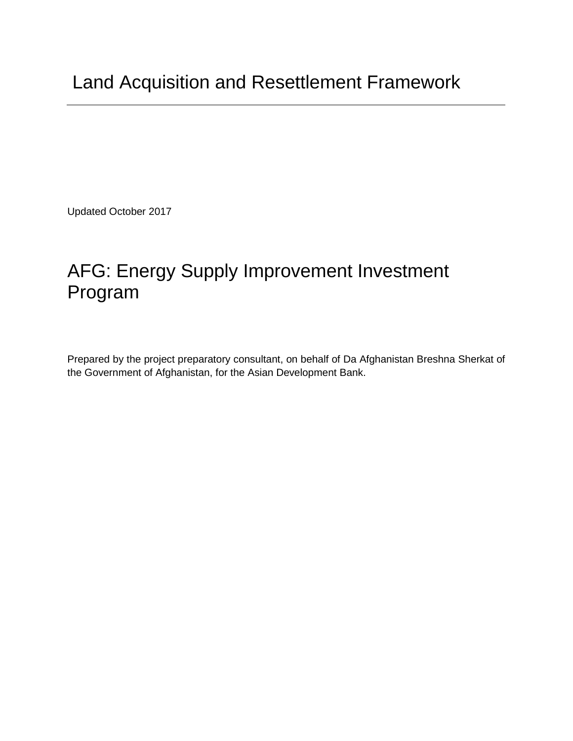# Land Acquisition and Resettlement Framework

---

Updated October 2017

## AFG: Energy Supply Improvement Investment Program

Prepared by the project preparatory consultant, on behalf of Da Afghanistan Breshna Sherkat of the Government of Afghanistan, for the Asian Development Bank.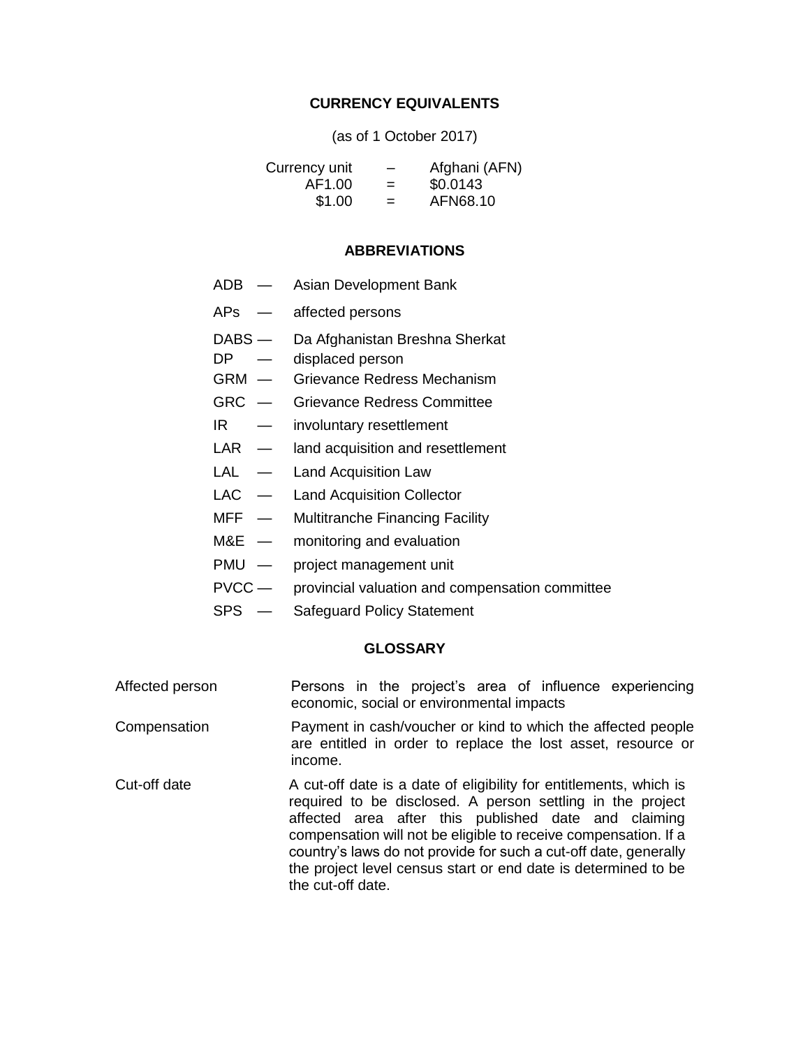## CURRENCY EQUIVALENTS

(as of 1 October 2017)

| | | |
|---|---|---|
| Currency unit | – | Afghani (AFN) |
| AF1.00 | = | $0.0143 |
| $1.00 | = | AFN68.10 |

## ABBREVIATIONS

| | | |
|---|---|---|
| ADB | — | Asian Development Bank |
| APs | — | affected persons |
| DABS | — | Da Afghanistan Breshna Sherkat |
| DP | — | displaced person |
| GRM | — | Grievance Redress Mechanism |
| GRC | — | Grievance Redress Committee |
| IR | — | involuntary resettlement |
| LAR | — | land acquisition and resettlement |
| LAL | — | Land Acquisition Law |
| LAC | — | Land Acquisition Collector |
| MFF | — | Multitranche Financing Facility |
| M&E | — | monitoring and evaluation |
| PMU | — | project management unit |
| PVCC | — | provincial valuation and compensation committee |
| SPS | — | Safeguard Policy Statement |

## GLOSSARY

| | |
|---|---|
| Affected person | Persons in the project's area of influence experiencing economic, social or environmental impacts |
| Compensation | Payment in cash/voucher or kind to which the affected people are entitled in order to replace the lost asset, resource or income. |
| Cut-off date | A cut-off date is a date of eligibility for entitlements, which is required to be disclosed. A person settling in the project affected area after this published date and claiming compensation will not be eligible to receive compensation. If a country's laws do not provide for such a cut-off date, generally the project level census start or end date is determined to be the cut-off date. |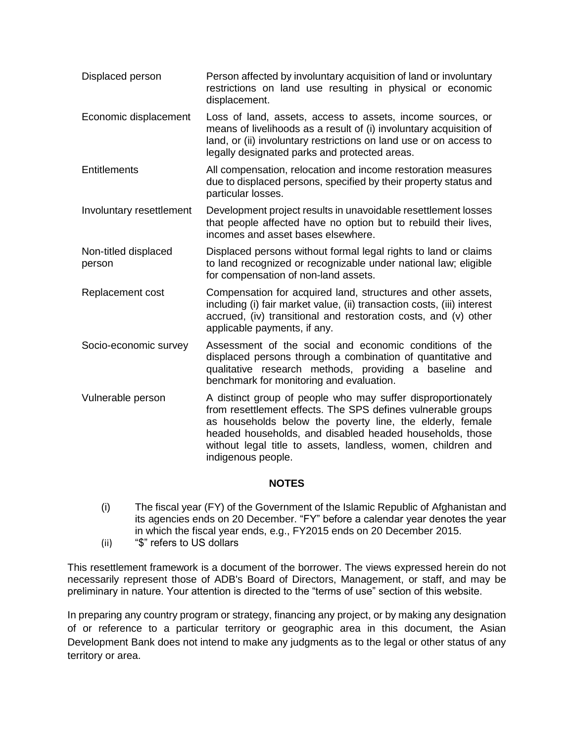| | |
|---|---|
| Displaced person | Person affected by involuntary acquisition of land or involuntary restrictions on land use resulting in physical or economic displacement. |
| Economic displacement | Loss of land, assets, access to assets, income sources, or means of livelihoods as a result of (i) involuntary acquisition of land, or (ii) involuntary restrictions on land use or on access to legally designated parks and protected areas. |
| Entitlements | All compensation, relocation and income restoration measures due to displaced persons, specified by their property status and particular losses. |
| Involuntary resettlement | Development project results in unavoidable resettlement losses that people affected have no option but to rebuild their lives, incomes and asset bases elsewhere. |
| Non-titled displaced person | Displaced persons without formal legal rights to land or claims to land recognized or recognizable under national law; eligible for compensation of non-land assets. |
| Replacement cost | Compensation for acquired land, structures and other assets, including (i) fair market value, (ii) transaction costs, (iii) interest accrued, (iv) transitional and restoration costs, and (v) other applicable payments, if any. |
| Socio-economic survey | Assessment of the social and economic conditions of the displaced persons through a combination of quantitative and qualitative research methods, providing a baseline and benchmark for monitoring and evaluation. |
| Vulnerable person | A distinct group of people who may suffer disproportionately from resettlement effects. The SPS defines vulnerable groups as households below the poverty line, the elderly, female headed households, and disabled headed households, those without legal title to assets, landless, women, children and indigenous people. |

## NOTES

(i) The fiscal year (FY) of the Government of the Islamic Republic of Afghanistan and its agencies ends on 20 December. "FY" before a calendar year denotes the year in which the fiscal year ends, e.g., FY2015 ends on 20 December 2015.

(ii) "$" refers to US dollars

This resettlement framework is a document of the borrower. The views expressed herein do not necessarily represent those of ADB's Board of Directors, Management, or staff, and may be preliminary in nature. Your attention is directed to the "terms of use" section of this website.

In preparing any country program or strategy, financing any project, or by making any designation of or reference to a particular territory or geographic area in this document, the Asian Development Bank does not intend to make any judgments as to the legal or other status of any territory or area.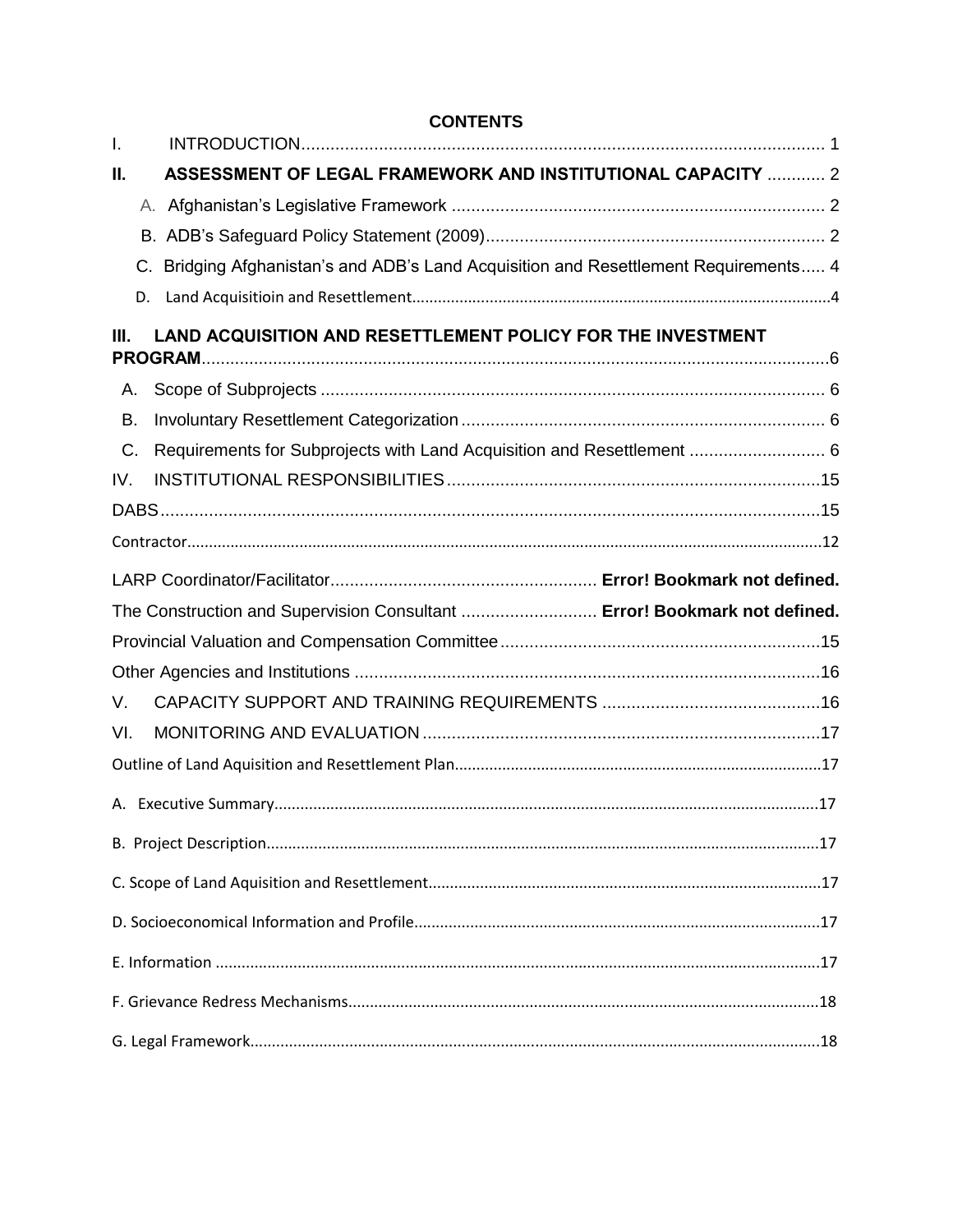**CONTENTS**

I. INTRODUCTION ... 1

**II. ASSESSMENT OF LEGAL FRAMEWORK AND INSTITUTIONAL CAPACITY** ... 2

A. Afghanistan's Legislative Framework ... 2

B. ADB's Safeguard Policy Statement (2009) ... 2

C. Bridging Afghanistan's and ADB's Land Acquisition and Resettlement Requirements ... 4

D. Land Acquisitioin and Resettlement ... 4

**III. LAND ACQUISITION AND RESETTLEMENT POLICY FOR THE INVESTMENT PROGRAM** ... 6

A. Scope of Subprojects ... 6

B. Involuntary Resettlement Categorization ... 6

C. Requirements for Subprojects with Land Acquisition and Resettlement ... 6

IV. INSTITUTIONAL RESPONSIBILITIES ... 15

DABS ... 15

Contractor ... 12

LARP Coordinator/Facilitator ... **Error! Bookmark not defined.**

The Construction and Supervision Consultant ... **Error! Bookmark not defined.**

Provincial Valuation and Compensation Committee ... 15

Other Agencies and Institutions ... 16

V. CAPACITY SUPPORT AND TRAINING REQUIREMENTS ... 16

VI. MONITORING AND EVALUATION ... 17

Outline of Land Aquisition and Resettlement Plan ... 17

A. Executive Summary ... 17

B. Project Description ... 17

C. Scope of Land Aquisition and Resettlement ... 17

D. Socioeconomical Information and Profile ... 17

E. Information ... 17

F. Grievance Redress Mechanisms ... 18

G. Legal Framework ... 18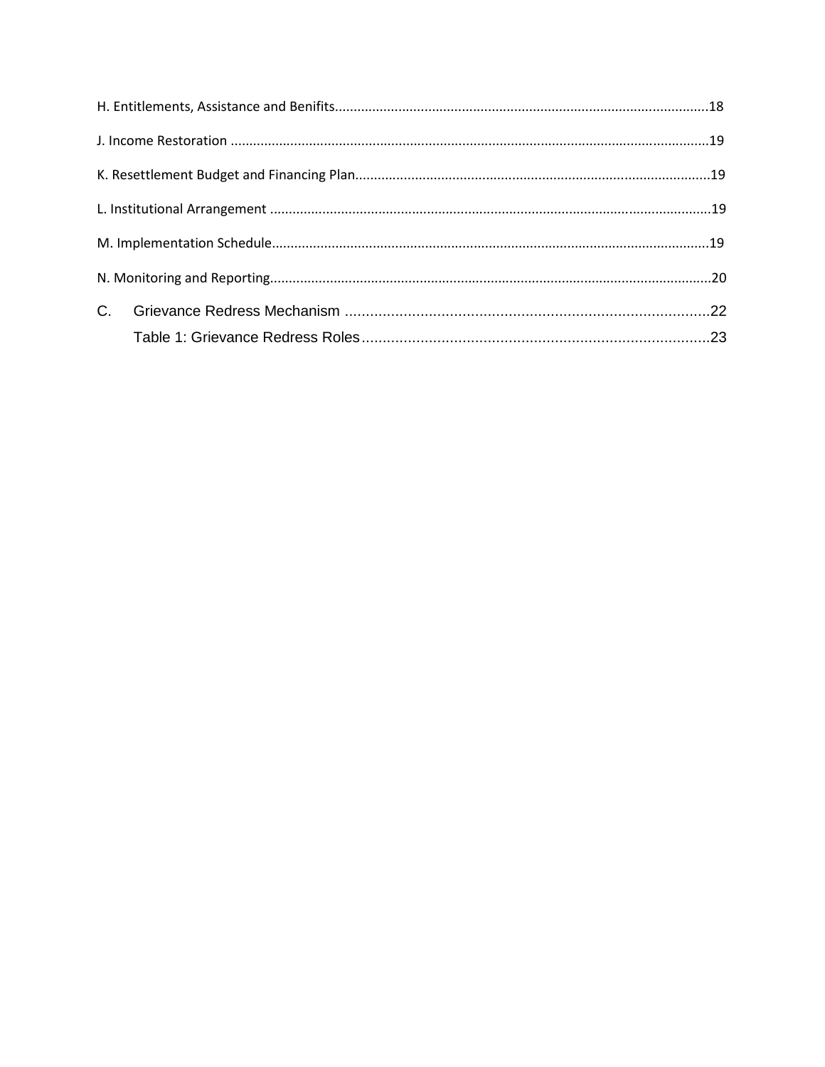H. Entitlements, Assistance and Benifits....................................................................................................18

J. Income Restoration ...............................................................................................................................19

K. Resettlement Budget and Financing Plan..............................................................................................19

L. Institutional Arrangement .....................................................................................................................19

M. Implementation Schedule.....................................................................................................................19

N. Monitoring and Reporting.....................................................................................................................20

C. Grievance Redress Mechanism .......................................................................................22

Table 1: Grievance Redress Roles...................................................................................23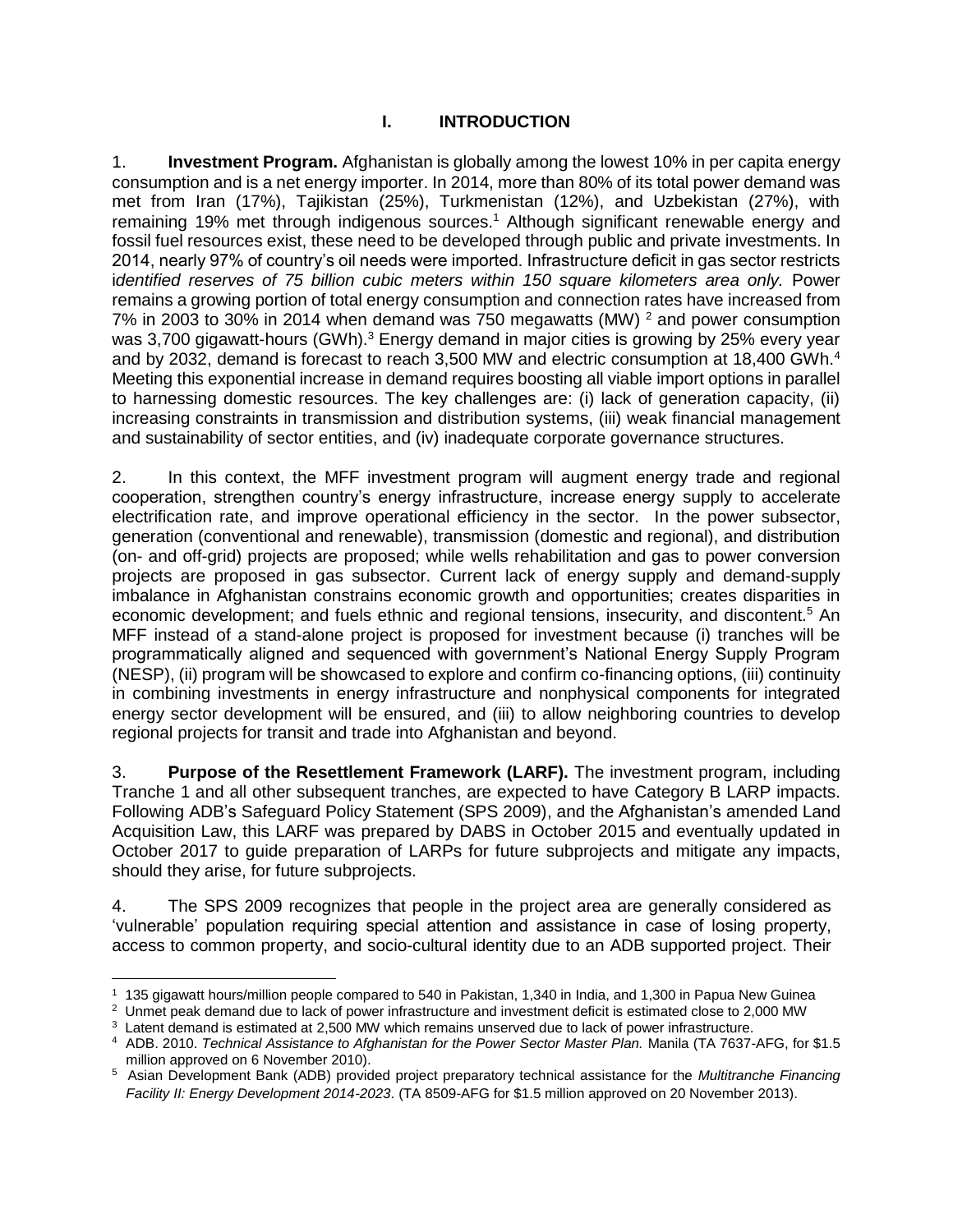# I. INTRODUCTION

1. **Investment Program.** Afghanistan is globally among the lowest 10% in per capita energy consumption and is a net energy importer. In 2014, more than 80% of its total power demand was met from Iran (17%), Tajikistan (25%), Turkmenistan (12%), and Uzbekistan (27%), with remaining 19% met through indigenous sources.[1] Although significant renewable energy and fossil fuel resources exist, these need to be developed through public and private investments. In 2014, nearly 97% of country's oil needs were imported. Infrastructure deficit in gas sector restricts i*dentified reserves of 75 billion cubic meters within 150 square kilometers area only.* Power remains a growing portion of total energy consumption and connection rates have increased from 7% in 2003 to 30% in 2014 when demand was 750 megawatts (MW) [2] and power consumption was 3,700 gigawatt-hours (GWh).[3] Energy demand in major cities is growing by 25% every year and by 2032, demand is forecast to reach 3,500 MW and electric consumption at 18,400 GWh.[4] Meeting this exponential increase in demand requires boosting all viable import options in parallel to harnessing domestic resources. The key challenges are: (i) lack of generation capacity, (ii) increasing constraints in transmission and distribution systems, (iii) weak financial management and sustainability of sector entities, and (iv) inadequate corporate governance structures.

2. In this context, the MFF investment program will augment energy trade and regional cooperation, strengthen country's energy infrastructure, increase energy supply to accelerate electrification rate, and improve operational efficiency in the sector. In the power subsector, generation (conventional and renewable), transmission (domestic and regional), and distribution (on- and off-grid) projects are proposed; while wells rehabilitation and gas to power conversion projects are proposed in gas subsector. Current lack of energy supply and demand-supply imbalance in Afghanistan constrains economic growth and opportunities; creates disparities in economic development; and fuels ethnic and regional tensions, insecurity, and discontent.[5] An MFF instead of a stand-alone project is proposed for investment because (i) tranches will be programmatically aligned and sequenced with government's National Energy Supply Program (NESP), (ii) program will be showcased to explore and confirm co-financing options, (iii) continuity in combining investments in energy infrastructure and nonphysical components for integrated energy sector development will be ensured, and (iii) to allow neighboring countries to develop regional projects for transit and trade into Afghanistan and beyond.

3. **Purpose of the Resettlement Framework (LARF).** The investment program, including Tranche 1 and all other subsequent tranches, are expected to have Category B LARP impacts. Following ADB's Safeguard Policy Statement (SPS 2009), and the Afghanistan's amended Land Acquisition Law, this LARF was prepared by DABS in October 2015 and eventually updated in October 2017 to guide preparation of LARPs for future subprojects and mitigate any impacts, should they arise, for future subprojects.

4. The SPS 2009 recognizes that people in the project area are generally considered as 'vulnerable' population requiring special attention and assistance in case of losing property, access to common property, and socio-cultural identity due to an ADB supported project. Their

---

[1] 135 gigawatt hours/million people compared to 540 in Pakistan, 1,340 in India, and 1,300 in Papua New Guinea

[2] Unmet peak demand due to lack of power infrastructure and investment deficit is estimated close to 2,000 MW

[3] Latent demand is estimated at 2,500 MW which remains unserved due to lack of power infrastructure.

[4] ADB. 2010. *Technical Assistance to Afghanistan for the Power Sector Master Plan.* Manila (TA 7637-AFG, for $1.5 million approved on 6 November 2010).

[5] Asian Development Bank (ADB) provided project preparatory technical assistance for the *Multitranche Financing Facility II: Energy Development 2014-2023*. (TA 8509-AFG for $1.5 million approved on 20 November 2013).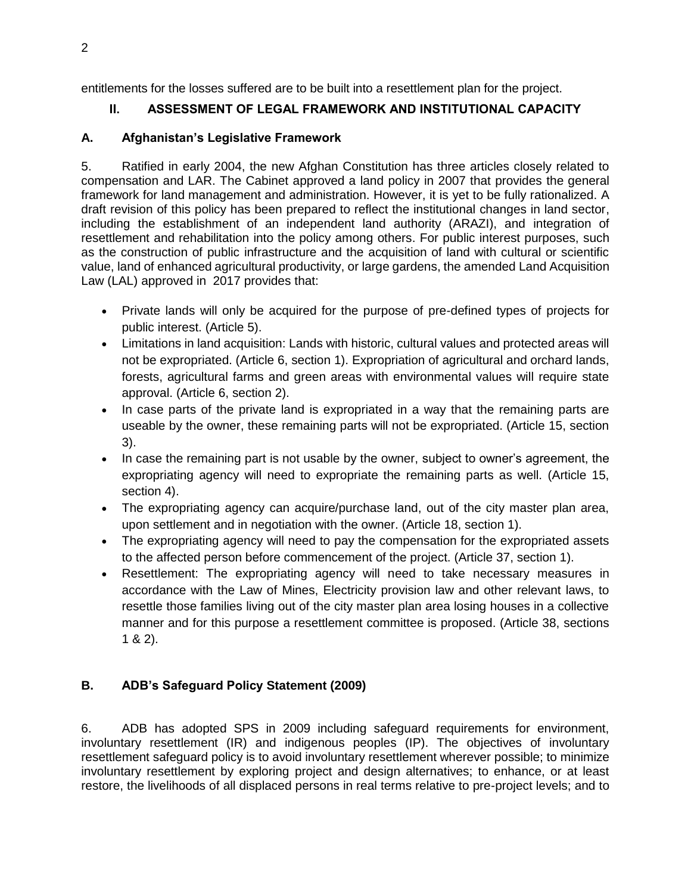entitlements for the losses suffered are to be built into a resettlement plan for the project.

## II. ASSESSMENT OF LEGAL FRAMEWORK AND INSTITUTIONAL CAPACITY

### A. Afghanistan's Legislative Framework

5. Ratified in early 2004, the new Afghan Constitution has three articles closely related to compensation and LAR. The Cabinet approved a land policy in 2007 that provides the general framework for land management and administration. However, it is yet to be fully rationalized. A draft revision of this policy has been prepared to reflect the institutional changes in land sector, including the establishment of an independent land authority (ARAZI), and integration of resettlement and rehabilitation into the policy among others. For public interest purposes, such as the construction of public infrastructure and the acquisition of land with cultural or scientific value, land of enhanced agricultural productivity, or large gardens, the amended Land Acquisition Law (LAL) approved in 2017 provides that:

- Private lands will only be acquired for the purpose of pre-defined types of projects for public interest. (Article 5).
- Limitations in land acquisition: Lands with historic, cultural values and protected areas will not be expropriated. (Article 6, section 1). Expropriation of agricultural and orchard lands, forests, agricultural farms and green areas with environmental values will require state approval. (Article 6, section 2).
- In case parts of the private land is expropriated in a way that the remaining parts are useable by the owner, these remaining parts will not be expropriated. (Article 15, section 3).
- In case the remaining part is not usable by the owner, subject to owner's agreement, the expropriating agency will need to expropriate the remaining parts as well. (Article 15, section 4).
- The expropriating agency can acquire/purchase land, out of the city master plan area, upon settlement and in negotiation with the owner. (Article 18, section 1).
- The expropriating agency will need to pay the compensation for the expropriated assets to the affected person before commencement of the project. (Article 37, section 1).
- Resettlement: The expropriating agency will need to take necessary measures in accordance with the Law of Mines, Electricity provision law and other relevant laws, to resettle those families living out of the city master plan area losing houses in a collective manner and for this purpose a resettlement committee is proposed. (Article 38, sections 1 & 2).

### B. ADB's Safeguard Policy Statement (2009)

6. ADB has adopted SPS in 2009 including safeguard requirements for environment, involuntary resettlement (IR) and indigenous peoples (IP). The objectives of involuntary resettlement safeguard policy is to avoid involuntary resettlement wherever possible; to minimize involuntary resettlement by exploring project and design alternatives; to enhance, or at least restore, the livelihoods of all displaced persons in real terms relative to pre-project levels; and to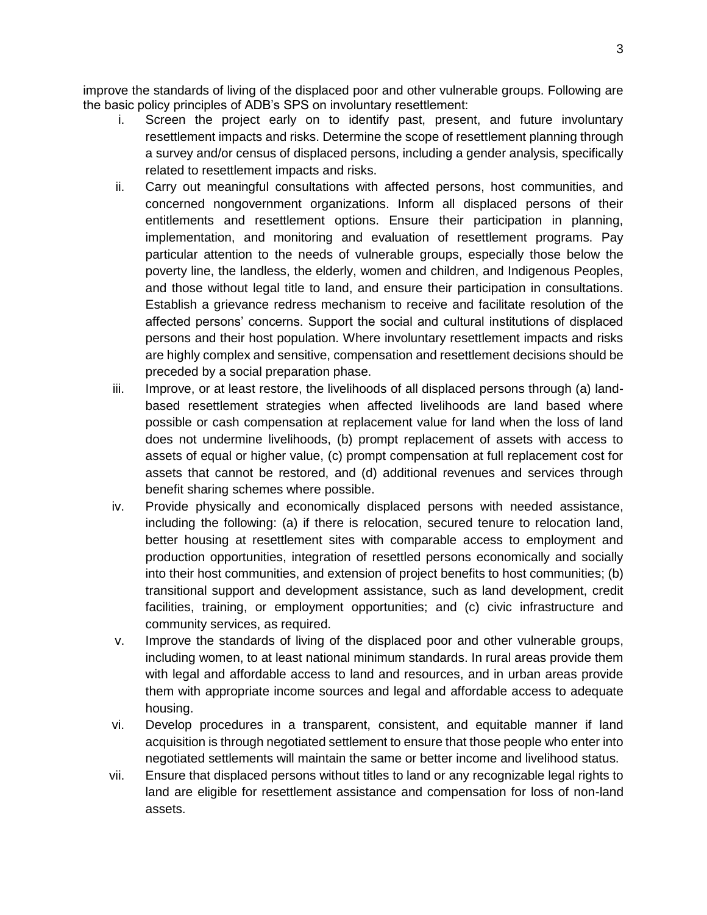improve the standards of living of the displaced poor and other vulnerable groups. Following are the basic policy principles of ADB's SPS on involuntary resettlement:

i. Screen the project early on to identify past, present, and future involuntary resettlement impacts and risks. Determine the scope of resettlement planning through a survey and/or census of displaced persons, including a gender analysis, specifically related to resettlement impacts and risks.

ii. Carry out meaningful consultations with affected persons, host communities, and concerned nongovernment organizations. Inform all displaced persons of their entitlements and resettlement options. Ensure their participation in planning, implementation, and monitoring and evaluation of resettlement programs. Pay particular attention to the needs of vulnerable groups, especially those below the poverty line, the landless, the elderly, women and children, and Indigenous Peoples, and those without legal title to land, and ensure their participation in consultations. Establish a grievance redress mechanism to receive and facilitate resolution of the affected persons' concerns. Support the social and cultural institutions of displaced persons and their host population. Where involuntary resettlement impacts and risks are highly complex and sensitive, compensation and resettlement decisions should be preceded by a social preparation phase.

iii. Improve, or at least restore, the livelihoods of all displaced persons through (a) land-based resettlement strategies when affected livelihoods are land based where possible or cash compensation at replacement value for land when the loss of land does not undermine livelihoods, (b) prompt replacement of assets with access to assets of equal or higher value, (c) prompt compensation at full replacement cost for assets that cannot be restored, and (d) additional revenues and services through benefit sharing schemes where possible.

iv. Provide physically and economically displaced persons with needed assistance, including the following: (a) if there is relocation, secured tenure to relocation land, better housing at resettlement sites with comparable access to employment and production opportunities, integration of resettled persons economically and socially into their host communities, and extension of project benefits to host communities; (b) transitional support and development assistance, such as land development, credit facilities, training, or employment opportunities; and (c) civic infrastructure and community services, as required.

v. Improve the standards of living of the displaced poor and other vulnerable groups, including women, to at least national minimum standards. In rural areas provide them with legal and affordable access to land and resources, and in urban areas provide them with appropriate income sources and legal and affordable access to adequate housing.

vi. Develop procedures in a transparent, consistent, and equitable manner if land acquisition is through negotiated settlement to ensure that those people who enter into negotiated settlements will maintain the same or better income and livelihood status.

vii. Ensure that displaced persons without titles to land or any recognizable legal rights to land are eligible for resettlement assistance and compensation for loss of non-land assets.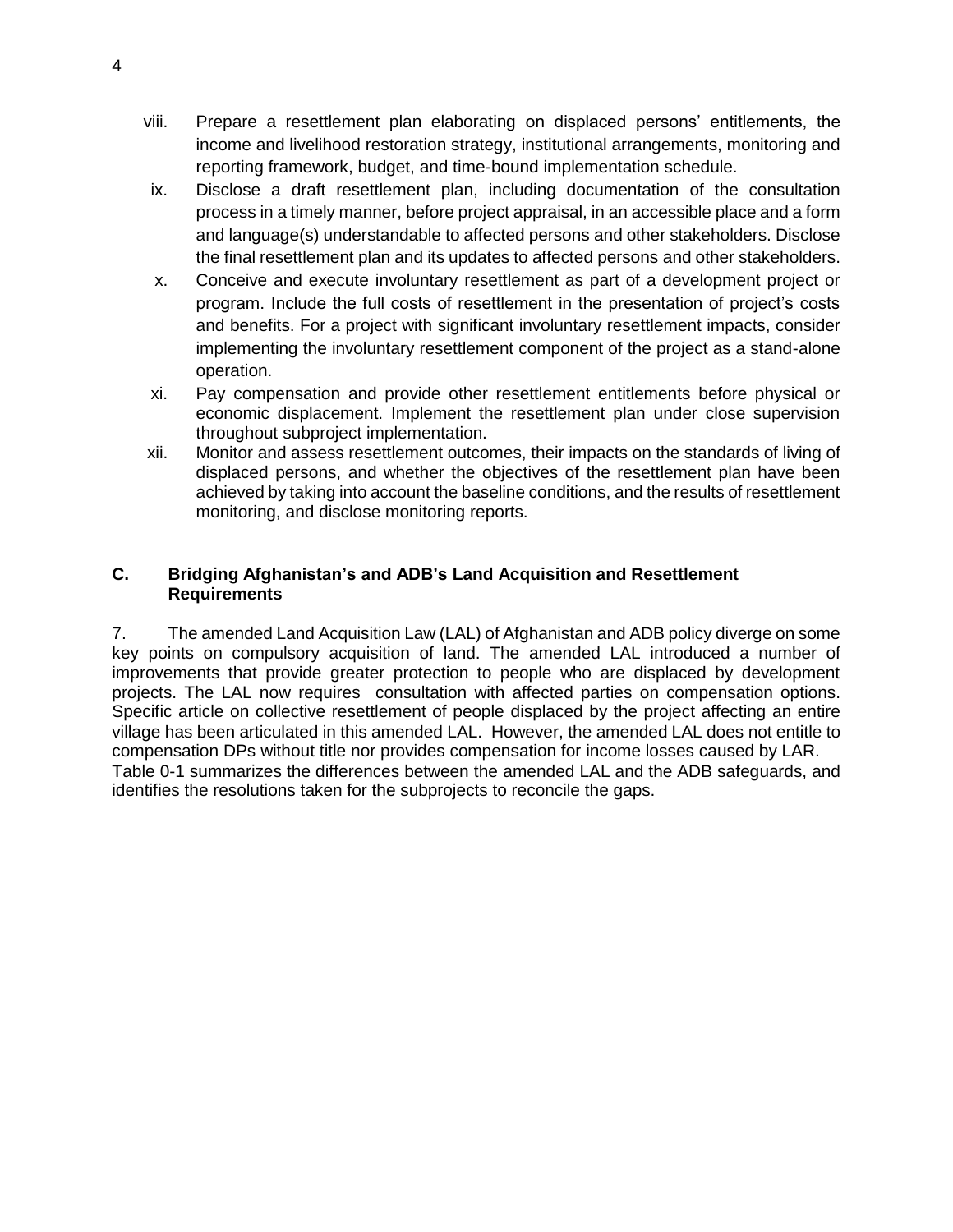viii. Prepare a resettlement plan elaborating on displaced persons' entitlements, the income and livelihood restoration strategy, institutional arrangements, monitoring and reporting framework, budget, and time-bound implementation schedule.

ix. Disclose a draft resettlement plan, including documentation of the consultation process in a timely manner, before project appraisal, in an accessible place and a form and language(s) understandable to affected persons and other stakeholders. Disclose the final resettlement plan and its updates to affected persons and other stakeholders.

x. Conceive and execute involuntary resettlement as part of a development project or program. Include the full costs of resettlement in the presentation of project's costs and benefits. For a project with significant involuntary resettlement impacts, consider implementing the involuntary resettlement component of the project as a stand-alone operation.

xi. Pay compensation and provide other resettlement entitlements before physical or economic displacement. Implement the resettlement plan under close supervision throughout subproject implementation.

xii. Monitor and assess resettlement outcomes, their impacts on the standards of living of displaced persons, and whether the objectives of the resettlement plan have been achieved by taking into account the baseline conditions, and the results of resettlement monitoring, and disclose monitoring reports.

## C. Bridging Afghanistan's and ADB's Land Acquisition and Resettlement Requirements

7. The amended Land Acquisition Law (LAL) of Afghanistan and ADB policy diverge on some key points on compulsory acquisition of land. The amended LAL introduced a number of improvements that provide greater protection to people who are displaced by development projects. The LAL now requires consultation with affected parties on compensation options. Specific article on collective resettlement of people displaced by the project affecting an entire village has been articulated in this amended LAL. However, the amended LAL does not entitle to compensation DPs without title nor provides compensation for income losses caused by LAR. Table 0-1 summarizes the differences between the amended LAL and the ADB safeguards, and identifies the resolutions taken for the subprojects to reconcile the gaps.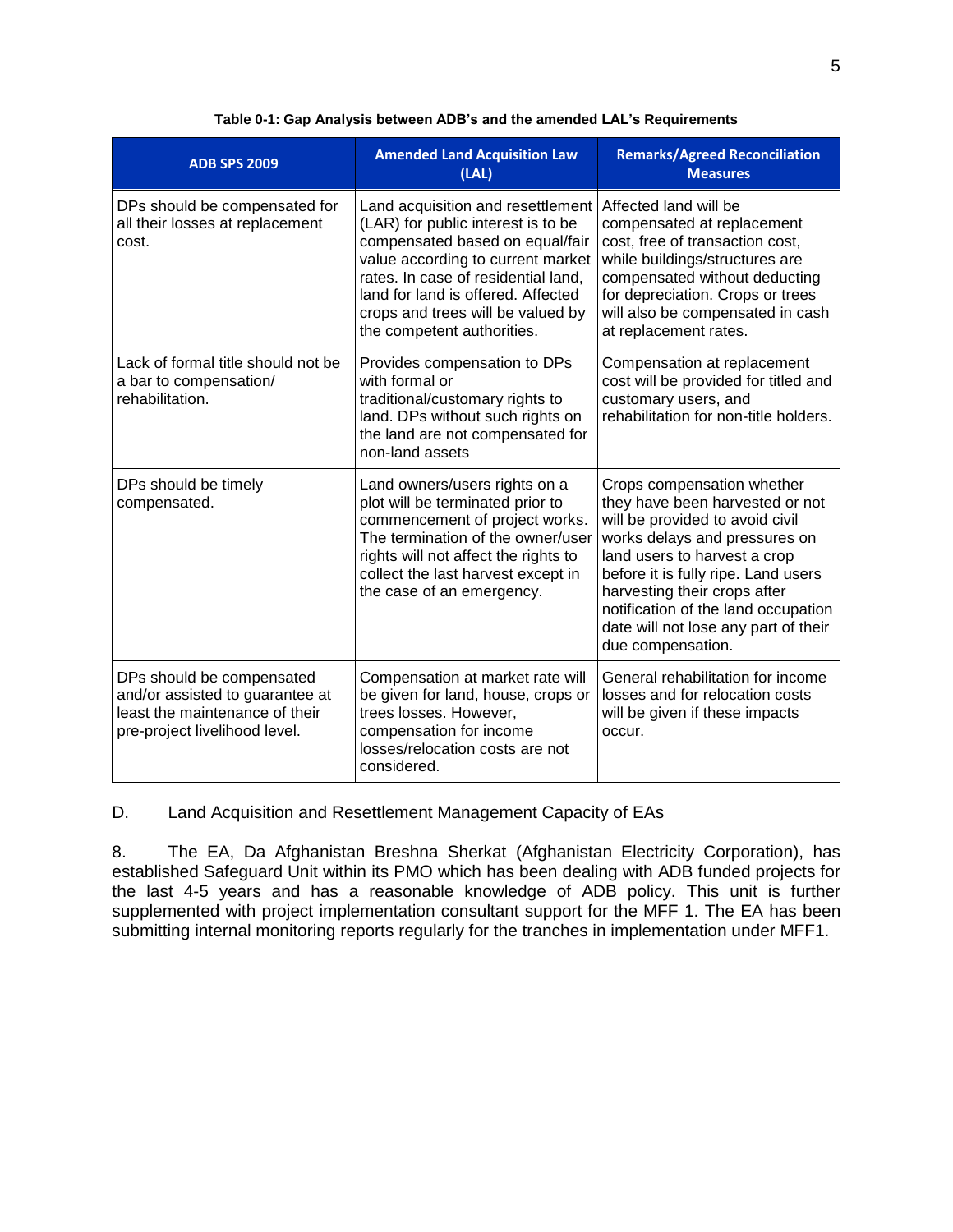**Table 0-1: Gap Analysis between ADB's and the amended LAL's Requirements**

| ADB SPS 2009 | Amended Land Acquisition Law (LAL) | Remarks/Agreed Reconciliation Measures |
|---|---|---|
| DPs should be compensated for all their losses at replacement cost. | Land acquisition and resettlement (LAR) for public interest is to be compensated based on equal/fair value according to current market rates. In case of residential land, land for land is offered. Affected crops and trees will be valued by the competent authorities. | Affected land will be compensated at replacement cost, free of transaction cost, while buildings/structures are compensated without deducting for depreciation. Crops or trees will also be compensated in cash at replacement rates. |
| Lack of formal title should not be a bar to compensation/ rehabilitation. | Provides compensation to DPs with formal or traditional/customary rights to land. DPs without such rights on the land are not compensated for non-land assets | Compensation at replacement cost will be provided for titled and customary users, and rehabilitation for non-title holders. |
| DPs should be timely compensated. | Land owners/users rights on a plot will be terminated prior to commencement of project works. The termination of the owner/user rights will not affect the rights to collect the last harvest except in the case of an emergency. | Crops compensation whether they have been harvested or not will be provided to avoid civil works delays and pressures on land users to harvest a crop before it is fully ripe. Land users harvesting their crops after notification of the land occupation date will not lose any part of their due compensation. |
| DPs should be compensated and/or assisted to guarantee at least the maintenance of their pre-project livelihood level. | Compensation at market rate will be given for land, house, crops or trees losses. However, compensation for income losses/relocation costs are not considered. | General rehabilitation for income losses and for relocation costs will be given if these impacts occur. |

D. Land Acquisition and Resettlement Management Capacity of EAs

8. The EA, Da Afghanistan Breshna Sherkat (Afghanistan Electricity Corporation), has established Safeguard Unit within its PMO which has been dealing with ADB funded projects for the last 4-5 years and has a reasonable knowledge of ADB policy. This unit is further supplemented with project implementation consultant support for the MFF 1. The EA has been submitting internal monitoring reports regularly for the tranches in implementation under MFF1.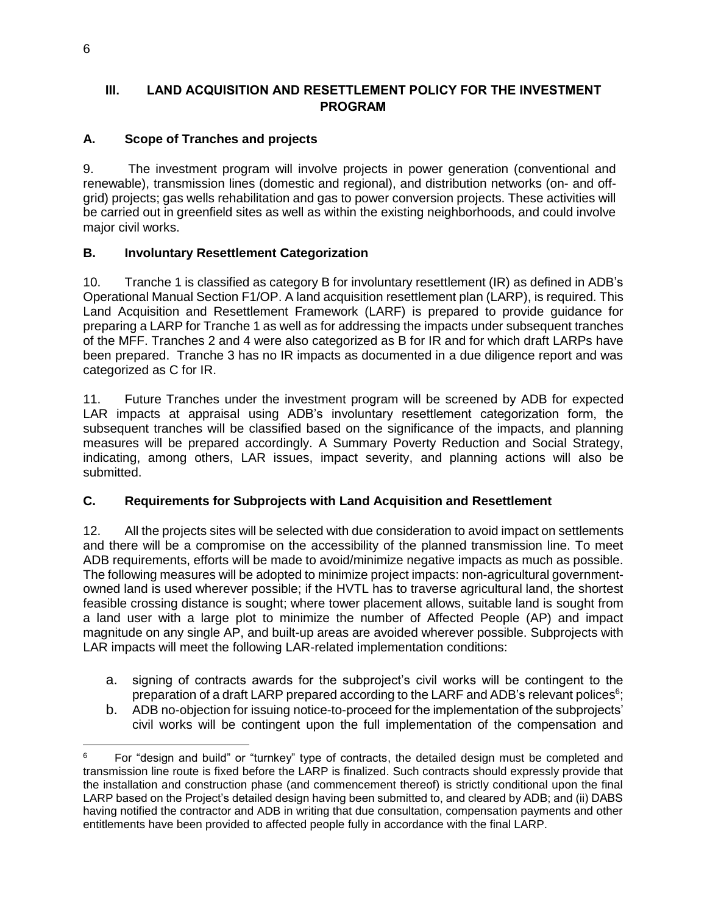# III. LAND ACQUISITION AND RESETTLEMENT POLICY FOR THE INVESTMENT PROGRAM

## A. Scope of Tranches and projects

9. The investment program will involve projects in power generation (conventional and renewable), transmission lines (domestic and regional), and distribution networks (on- and off-grid) projects; gas wells rehabilitation and gas to power conversion projects. These activities will be carried out in greenfield sites as well as within the existing neighborhoods, and could involve major civil works.

## B. Involuntary Resettlement Categorization

10. Tranche 1 is classified as category B for involuntary resettlement (IR) as defined in ADB's Operational Manual Section F1/OP. A land acquisition resettlement plan (LARP), is required. This Land Acquisition and Resettlement Framework (LARF) is prepared to provide guidance for preparing a LARP for Tranche 1 as well as for addressing the impacts under subsequent tranches of the MFF. Tranches 2 and 4 were also categorized as B for IR and for which draft LARPs have been prepared. Tranche 3 has no IR impacts as documented in a due diligence report and was categorized as C for IR.

11. Future Tranches under the investment program will be screened by ADB for expected LAR impacts at appraisal using ADB's involuntary resettlement categorization form, the subsequent tranches will be classified based on the significance of the impacts, and planning measures will be prepared accordingly. A Summary Poverty Reduction and Social Strategy, indicating, among others, LAR issues, impact severity, and planning actions will also be submitted.

## C. Requirements for Subprojects with Land Acquisition and Resettlement

12. All the projects sites will be selected with due consideration to avoid impact on settlements and there will be a compromise on the accessibility of the planned transmission line. To meet ADB requirements, efforts will be made to avoid/minimize negative impacts as much as possible. The following measures will be adopted to minimize project impacts: non-agricultural government-owned land is used wherever possible; if the HVTL has to traverse agricultural land, the shortest feasible crossing distance is sought; where tower placement allows, suitable land is sought from a land user with a large plot to minimize the number of Affected People (AP) and impact magnitude on any single AP, and built-up areas are avoided wherever possible. Subprojects with LAR impacts will meet the following LAR-related implementation conditions:

a. signing of contracts awards for the subproject's civil works will be contingent to the preparation of a draft LARP prepared according to the LARF and ADB's relevant polices[6];
b. ADB no-objection for issuing notice-to-proceed for the implementation of the subprojects' civil works will be contingent upon the full implementation of the compensation and

---

[6] For "design and build" or "turnkey" type of contracts, the detailed design must be completed and transmission line route is fixed before the LARP is finalized. Such contracts should expressly provide that the installation and construction phase (and commencement thereof) is strictly conditional upon the final LARP based on the Project's detailed design having been submitted to, and cleared by ADB; and (ii) DABS having notified the contractor and ADB in writing that due consultation, compensation payments and other entitlements have been provided to affected people fully in accordance with the final LARP.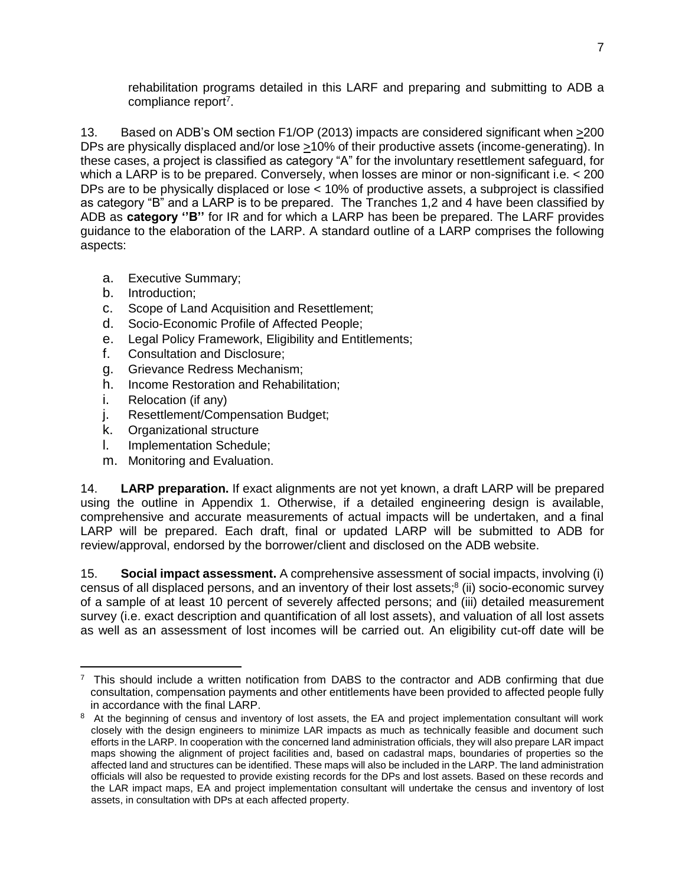rehabilitation programs detailed in this LARF and preparing and submitting to ADB a compliance report[7].

13. Based on ADB's OM section F1/OP (2013) impacts are considered significant when >200 DPs are physically displaced and/or lose >10% of their productive assets (income-generating). In these cases, a project is classified as category "A" for the involuntary resettlement safeguard, for which a LARP is to be prepared. Conversely, when losses are minor or non-significant i.e. < 200 DPs are to be physically displaced or lose < 10% of productive assets, a subproject is classified as category "B" and a LARP is to be prepared. The Tranches 1,2 and 4 have been classified by ADB as **category ''B''** for IR and for which a LARP has been be prepared. The LARF provides guidance to the elaboration of the LARP. A standard outline of a LARP comprises the following aspects:

a. Executive Summary;
b. Introduction;
c. Scope of Land Acquisition and Resettlement;
d. Socio-Economic Profile of Affected People;
e. Legal Policy Framework, Eligibility and Entitlements;
f. Consultation and Disclosure;
g. Grievance Redress Mechanism;
h. Income Restoration and Rehabilitation;
i. Relocation (if any)
j. Resettlement/Compensation Budget;
k. Organizational structure
l. Implementation Schedule;
m. Monitoring and Evaluation.

14. **LARP preparation.** If exact alignments are not yet known, a draft LARP will be prepared using the outline in Appendix 1. Otherwise, if a detailed engineering design is available, comprehensive and accurate measurements of actual impacts will be undertaken, and a final LARP will be prepared. Each draft, final or updated LARP will be submitted to ADB for review/approval, endorsed by the borrower/client and disclosed on the ADB website.

15. **Social impact assessment.** A comprehensive assessment of social impacts, involving (i) census of all displaced persons, and an inventory of their lost assets;[8] (ii) socio-economic survey of a sample of at least 10 percent of severely affected persons; and (iii) detailed measurement survey (i.e. exact description and quantification of all lost assets), and valuation of all lost assets as well as an assessment of lost incomes will be carried out. An eligibility cut-off date will be

---

[7] This should include a written notification from DABS to the contractor and ADB confirming that due consultation, compensation payments and other entitlements have been provided to affected people fully in accordance with the final LARP.

[8] At the beginning of census and inventory of lost assets, the EA and project implementation consultant will work closely with the design engineers to minimize LAR impacts as much as technically feasible and document such efforts in the LARP. In cooperation with the concerned land administration officials, they will also prepare LAR impact maps showing the alignment of project facilities and, based on cadastral maps, boundaries of properties so the affected land and structures can be identified. These maps will also be included in the LARP. The land administration officials will also be requested to provide existing records for the DPs and lost assets. Based on these records and the LAR impact maps, EA and project implementation consultant will undertake the census and inventory of lost assets, in consultation with DPs at each affected property.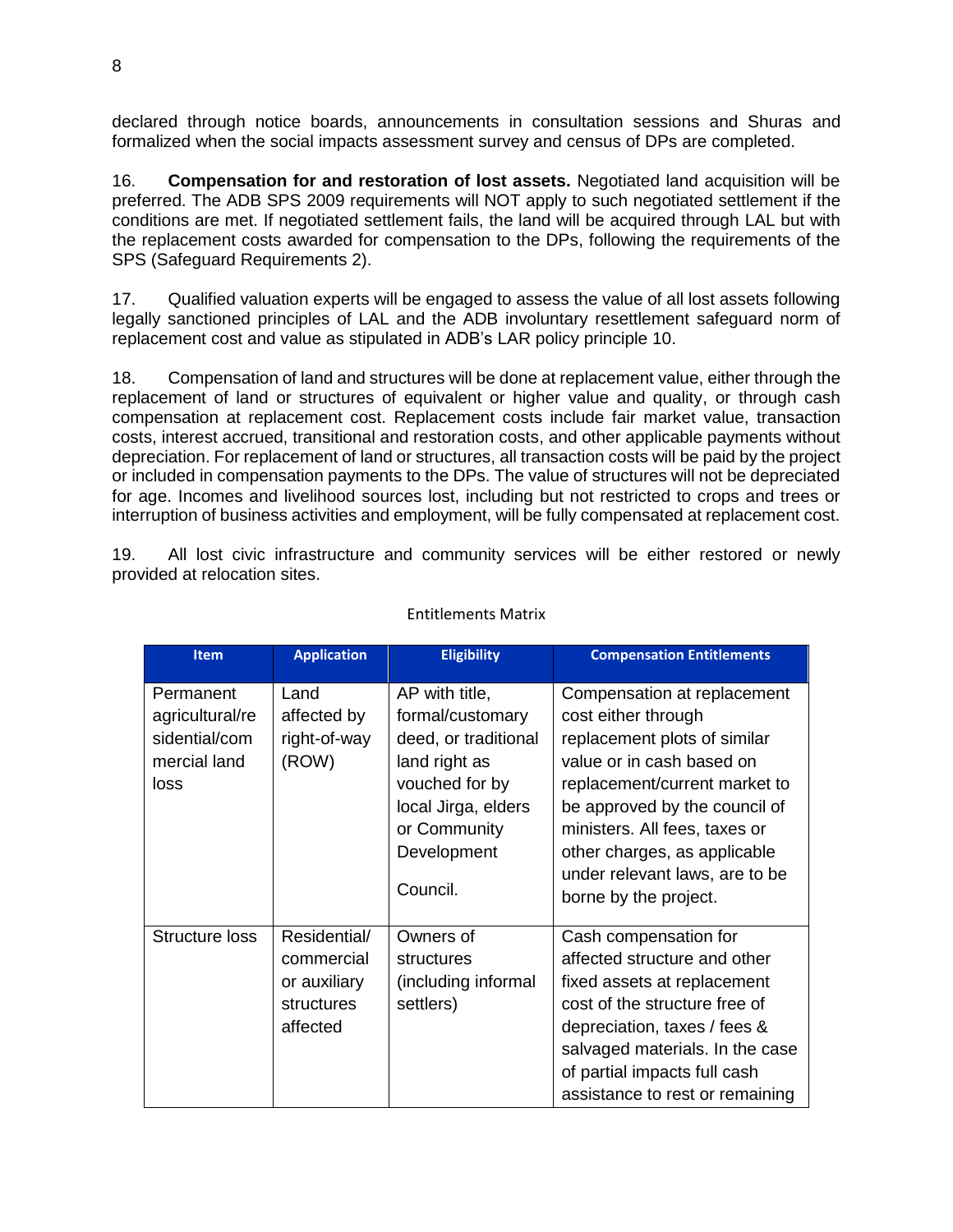declared through notice boards, announcements in consultation sessions and Shuras and formalized when the social impacts assessment survey and census of DPs are completed.

16. **Compensation for and restoration of lost assets.** Negotiated land acquisition will be preferred. The ADB SPS 2009 requirements will NOT apply to such negotiated settlement if the conditions are met. If negotiated settlement fails, the land will be acquired through LAL but with the replacement costs awarded for compensation to the DPs, following the requirements of the SPS (Safeguard Requirements 2).

17. Qualified valuation experts will be engaged to assess the value of all lost assets following legally sanctioned principles of LAL and the ADB involuntary resettlement safeguard norm of replacement cost and value as stipulated in ADB's LAR policy principle 10.

18. Compensation of land and structures will be done at replacement value, either through the replacement of land or structures of equivalent or higher value and quality, or through cash compensation at replacement cost. Replacement costs include fair market value, transaction costs, interest accrued, transitional and restoration costs, and other applicable payments without depreciation. For replacement of land or structures, all transaction costs will be paid by the project or included in compensation payments to the DPs. The value of structures will not be depreciated for age. Incomes and livelihood sources lost, including but not restricted to crops and trees or interruption of business activities and employment, will be fully compensated at replacement cost.

19. All lost civic infrastructure and community services will be either restored or newly provided at relocation sites.

Entitlements Matrix

| Item | Application | Eligibility | Compensation Entitlements |
|---|---|---|---|
| Permanent agricultural/residential/commercial land loss | Land affected by right-of-way (ROW) | AP with title, formal/customary deed, or traditional land right as vouched for by local Jirga, elders or Community Development Council. | Compensation at replacement cost either through replacement plots of similar value or in cash based on replacement/current market to be approved by the council of ministers. All fees, taxes or other charges, as applicable under relevant laws, are to be borne by the project. |
| Structure loss | Residential/ commercial or auxiliary structures affected | Owners of structures (including informal settlers) | Cash compensation for affected structure and other fixed assets at replacement cost of the structure free of depreciation, taxes / fees & salvaged materials. In the case of partial impacts full cash assistance to rest or remaining |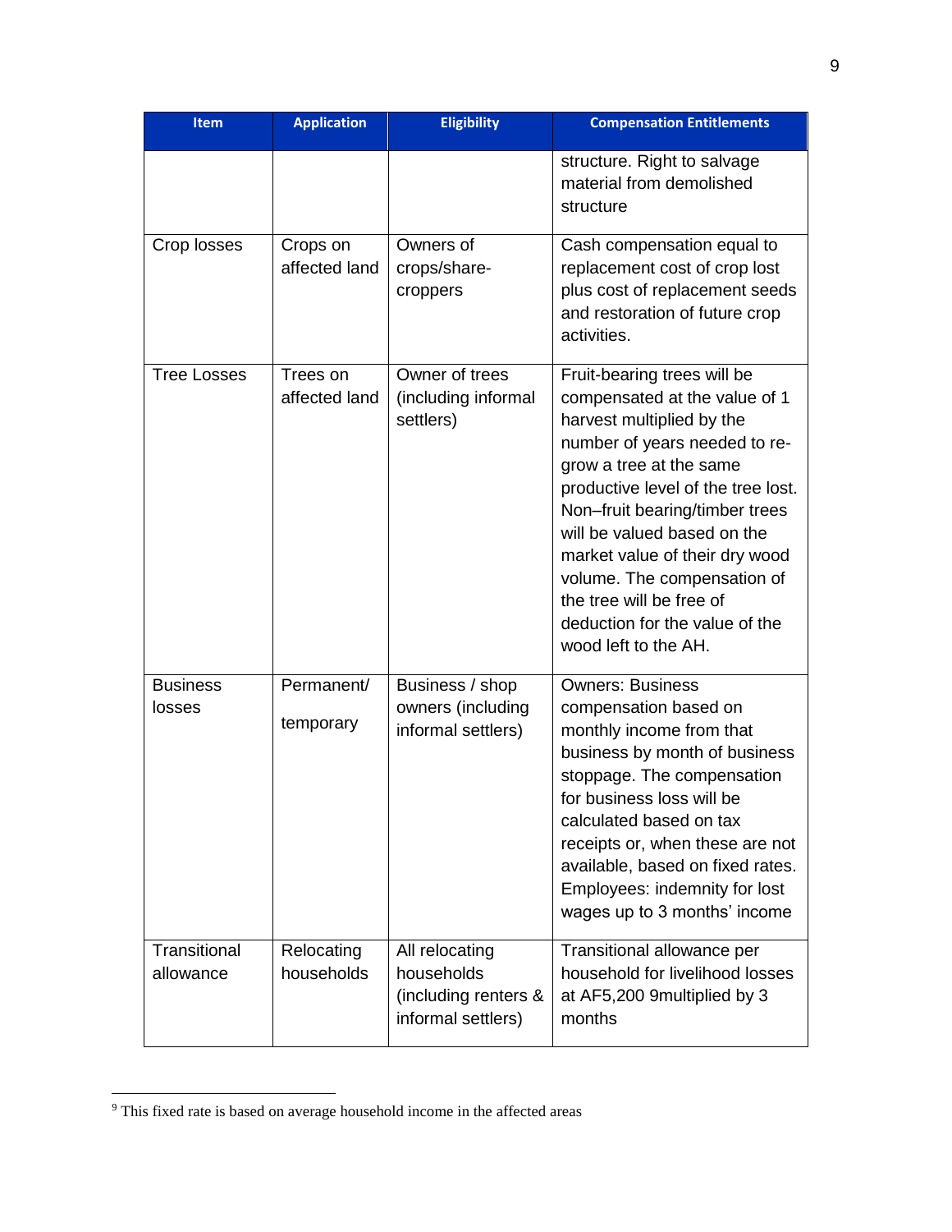| Item | Application | Eligibility | Compensation Entitlements |
|---|---|---|---|
| | | | structure. Right to salvage material from demolished structure |
| Crop losses | Crops on affected land | Owners of crops/share-croppers | Cash compensation equal to replacement cost of crop lost plus cost of replacement seeds and restoration of future crop activities. |
| Tree Losses | Trees on affected land | Owner of trees (including informal settlers) | Fruit-bearing trees will be compensated at the value of 1 harvest multiplied by the number of years needed to re-grow a tree at the same productive level of the tree lost. Non–fruit bearing/timber trees will be valued based on the market value of their dry wood volume. The compensation of the tree will be free of deduction for the value of the wood left to the AH. |
| Business losses | Permanent/ temporary | Business / shop owners (including informal settlers) | Owners: Business compensation based on monthly income from that business by month of business stoppage. The compensation for business loss will be calculated based on tax receipts or, when these are not available, based on fixed rates. Employees: indemnity for lost wages up to 3 months' income |
| Transitional allowance | Relocating households | All relocating households (including renters & informal settlers) | Transitional allowance per household for livelihood losses at AF5,200 [9]multiplied by 3 months |

[9] This fixed rate is based on average household income in the affected areas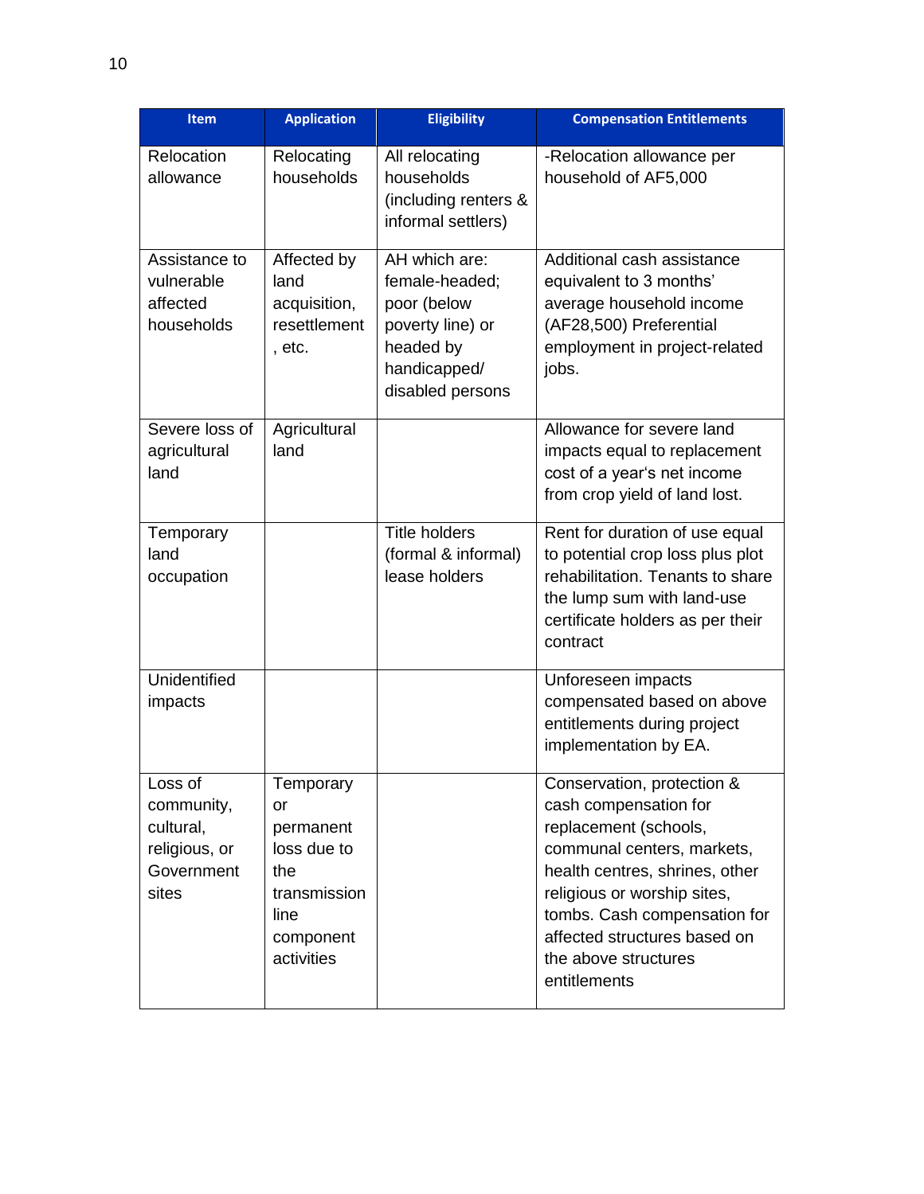| Item | Application | Eligibility | Compensation Entitlements |
| --- | --- | --- | --- |
| Relocation allowance | Relocating households | All relocating households (including renters & informal settlers) | -Relocation allowance per household of AF5,000 |
| Assistance to vulnerable affected households | Affected by land acquisition, resettlement , etc. | AH which are: female-headed; poor (below poverty line) or headed by handicapped/ disabled persons | Additional cash assistance equivalent to 3 months' average household income (AF28,500) Preferential employment in project-related jobs. |
| Severe loss of agricultural land | Agricultural land | | Allowance for severe land impacts equal to replacement cost of a year's net income from crop yield of land lost. |
| Temporary land occupation | | Title holders (formal & informal) lease holders | Rent for duration of use equal to potential crop loss plus plot rehabilitation. Tenants to share the lump sum with land-use certificate holders as per their contract |
| Unidentified impacts | | | Unforeseen impacts compensated based on above entitlements during project implementation by EA. |
| Loss of community, cultural, religious, or Government sites | Temporary or permanent loss due to the transmission line component activities | | Conservation, protection & cash compensation for replacement (schools, communal centers, markets, health centres, shrines, other religious or worship sites, tombs. Cash compensation for affected structures based on the above structures entitlements |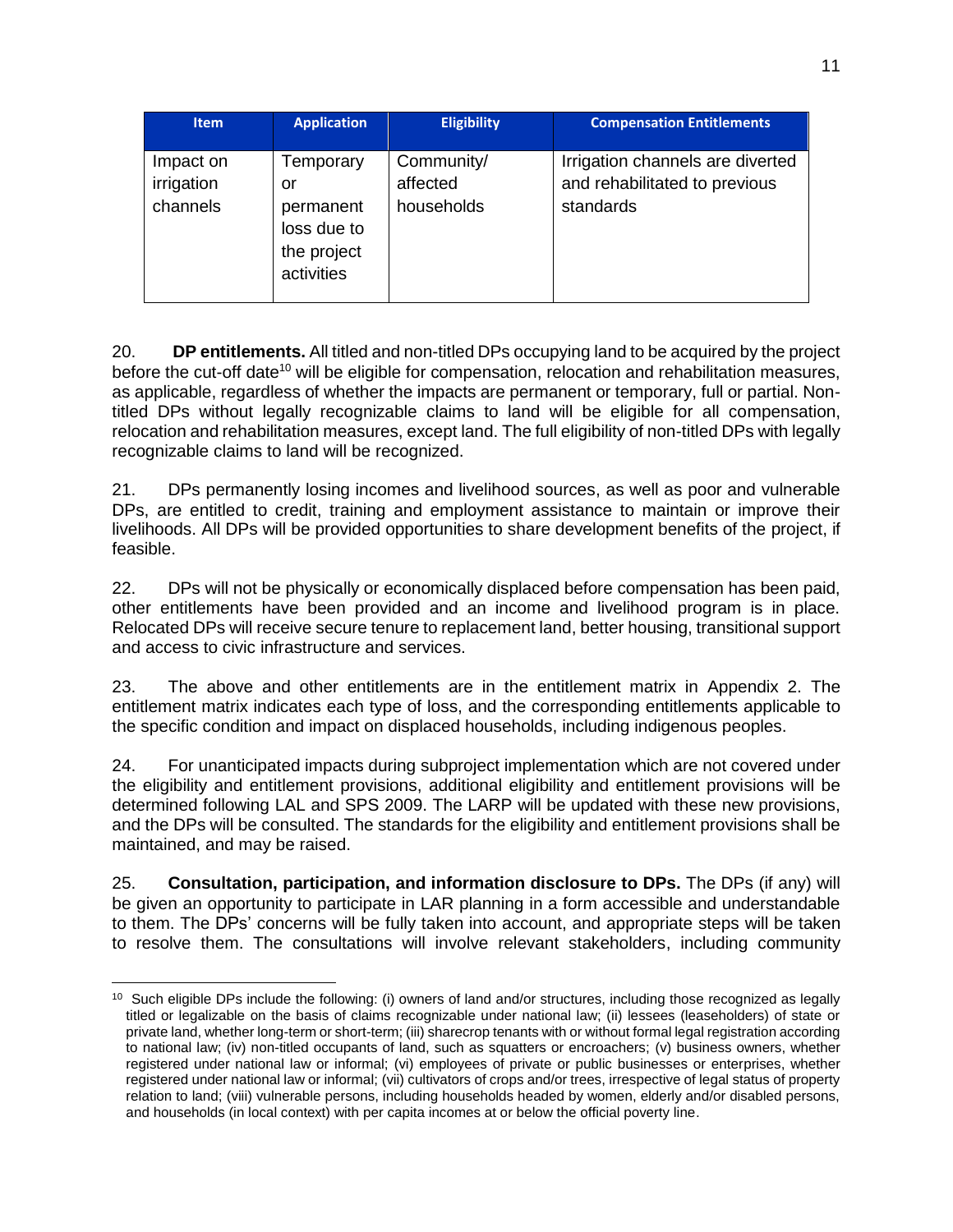| Item | Application | Eligibility | Compensation Entitlements |
|---|---|---|---|
| Impact on irrigation channels | Temporary or permanent loss due to the project activities | Community/ affected households | Irrigation channels are diverted and rehabilitated to previous standards |

20. **DP entitlements.** All titled and non-titled DPs occupying land to be acquired by the project before the cut-off date[10] will be eligible for compensation, relocation and rehabilitation measures, as applicable, regardless of whether the impacts are permanent or temporary, full or partial. Non-titled DPs without legally recognizable claims to land will be eligible for all compensation, relocation and rehabilitation measures, except land. The full eligibility of non-titled DPs with legally recognizable claims to land will be recognized.

21. DPs permanently losing incomes and livelihood sources, as well as poor and vulnerable DPs, are entitled to credit, training and employment assistance to maintain or improve their livelihoods. All DPs will be provided opportunities to share development benefits of the project, if feasible.

22. DPs will not be physically or economically displaced before compensation has been paid, other entitlements have been provided and an income and livelihood program is in place. Relocated DPs will receive secure tenure to replacement land, better housing, transitional support and access to civic infrastructure and services.

23. The above and other entitlements are in the entitlement matrix in Appendix 2. The entitlement matrix indicates each type of loss, and the corresponding entitlements applicable to the specific condition and impact on displaced households, including indigenous peoples.

24. For unanticipated impacts during subproject implementation which are not covered under the eligibility and entitlement provisions, additional eligibility and entitlement provisions will be determined following LAL and SPS 2009. The LARP will be updated with these new provisions, and the DPs will be consulted. The standards for the eligibility and entitlement provisions shall be maintained, and may be raised.

25. **Consultation, participation, and information disclosure to DPs.** The DPs (if any) will be given an opportunity to participate in LAR planning in a form accessible and understandable to them. The DPs' concerns will be fully taken into account, and appropriate steps will be taken to resolve them. The consultations will involve relevant stakeholders, including community

---

[10] Such eligible DPs include the following: (i) owners of land and/or structures, including those recognized as legally titled or legalizable on the basis of claims recognizable under national law; (ii) lessees (leaseholders) of state or private land, whether long-term or short-term; (iii) sharecrop tenants with or without formal legal registration according to national law; (iv) non-titled occupants of land, such as squatters or encroachers; (v) business owners, whether registered under national law or informal; (vi) employees of private or public businesses or enterprises, whether registered under national law or informal; (vii) cultivators of crops and/or trees, irrespective of legal status of property relation to land; (viii) vulnerable persons, including households headed by women, elderly and/or disabled persons, and households (in local context) with per capita incomes at or below the official poverty line.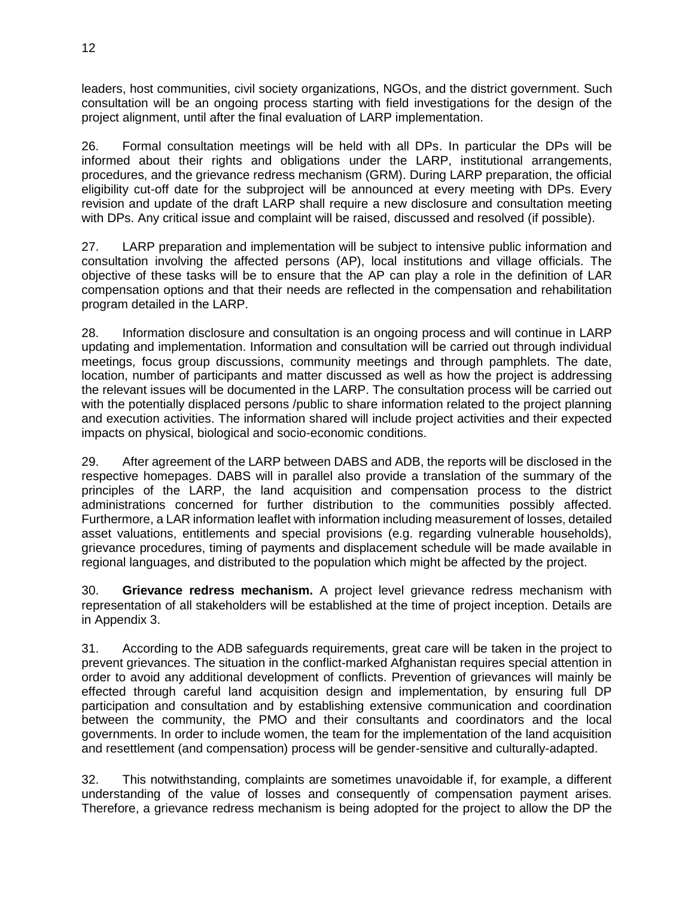leaders, host communities, civil society organizations, NGOs, and the district government. Such consultation will be an ongoing process starting with field investigations for the design of the project alignment, until after the final evaluation of LARP implementation.

26. Formal consultation meetings will be held with all DPs. In particular the DPs will be informed about their rights and obligations under the LARP, institutional arrangements, procedures, and the grievance redress mechanism (GRM). During LARP preparation, the official eligibility cut-off date for the subproject will be announced at every meeting with DPs. Every revision and update of the draft LARP shall require a new disclosure and consultation meeting with DPs. Any critical issue and complaint will be raised, discussed and resolved (if possible).

27. LARP preparation and implementation will be subject to intensive public information and consultation involving the affected persons (AP), local institutions and village officials. The objective of these tasks will be to ensure that the AP can play a role in the definition of LAR compensation options and that their needs are reflected in the compensation and rehabilitation program detailed in the LARP.

28. Information disclosure and consultation is an ongoing process and will continue in LARP updating and implementation. Information and consultation will be carried out through individual meetings, focus group discussions, community meetings and through pamphlets. The date, location, number of participants and matter discussed as well as how the project is addressing the relevant issues will be documented in the LARP. The consultation process will be carried out with the potentially displaced persons /public to share information related to the project planning and execution activities. The information shared will include project activities and their expected impacts on physical, biological and socio-economic conditions.

29. After agreement of the LARP between DABS and ADB, the reports will be disclosed in the respective homepages. DABS will in parallel also provide a translation of the summary of the principles of the LARP, the land acquisition and compensation process to the district administrations concerned for further distribution to the communities possibly affected. Furthermore, a LAR information leaflet with information including measurement of losses, detailed asset valuations, entitlements and special provisions (e.g. regarding vulnerable households), grievance procedures, timing of payments and displacement schedule will be made available in regional languages, and distributed to the population which might be affected by the project.

30. **Grievance redress mechanism.** A project level grievance redress mechanism with representation of all stakeholders will be established at the time of project inception. Details are in Appendix 3.

31. According to the ADB safeguards requirements, great care will be taken in the project to prevent grievances. The situation in the conflict-marked Afghanistan requires special attention in order to avoid any additional development of conflicts. Prevention of grievances will mainly be effected through careful land acquisition design and implementation, by ensuring full DP participation and consultation and by establishing extensive communication and coordination between the community, the PMO and their consultants and coordinators and the local governments. In order to include women, the team for the implementation of the land acquisition and resettlement (and compensation) process will be gender-sensitive and culturally-adapted.

32. This notwithstanding, complaints are sometimes unavoidable if, for example, a different understanding of the value of losses and consequently of compensation payment arises. Therefore, a grievance redress mechanism is being adopted for the project to allow the DP the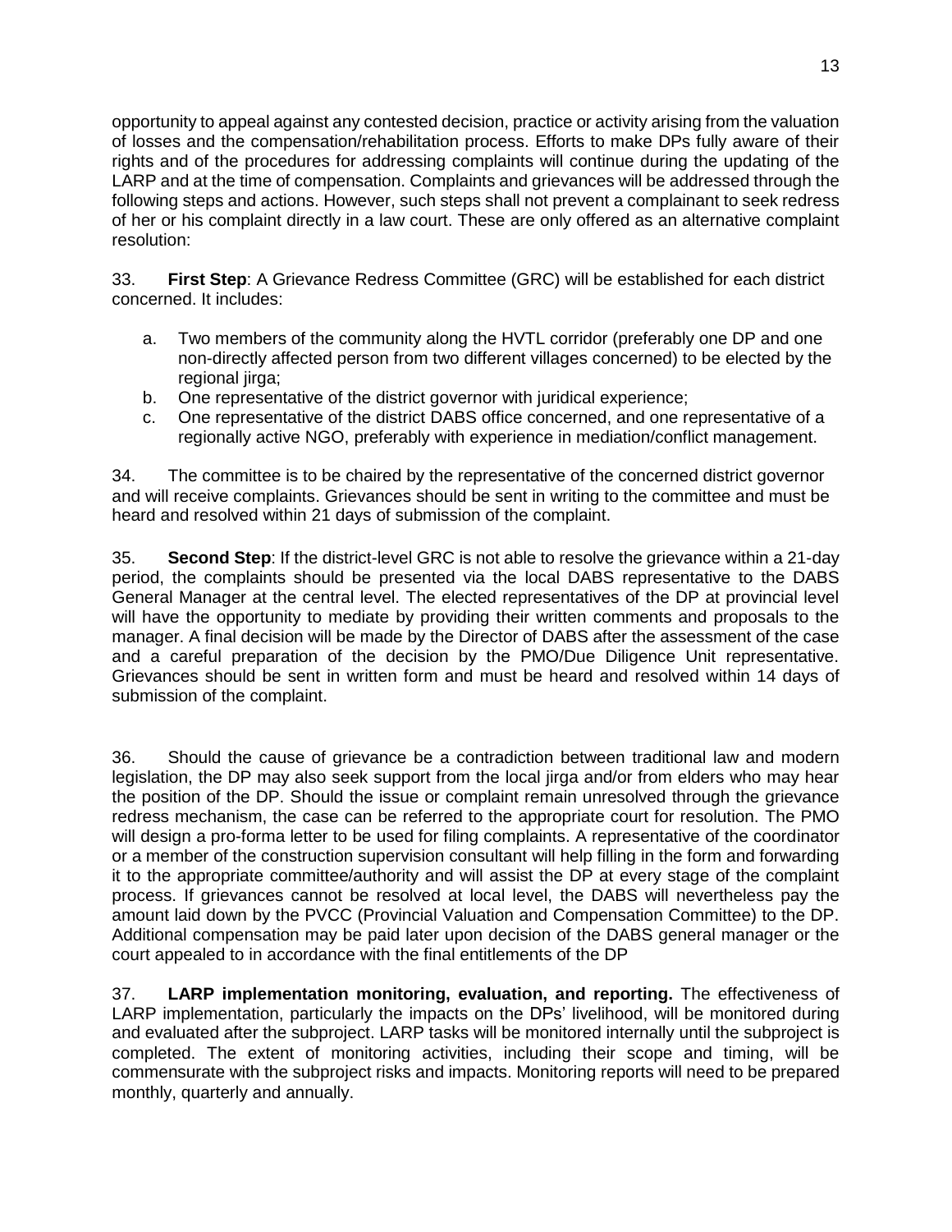opportunity to appeal against any contested decision, practice or activity arising from the valuation of losses and the compensation/rehabilitation process. Efforts to make DPs fully aware of their rights and of the procedures for addressing complaints will continue during the updating of the LARP and at the time of compensation. Complaints and grievances will be addressed through the following steps and actions. However, such steps shall not prevent a complainant to seek redress of her or his complaint directly in a law court. These are only offered as an alternative complaint resolution:

33. **First Step**: A Grievance Redress Committee (GRC) will be established for each district concerned. It includes:

a. Two members of the community along the HVTL corridor (preferably one DP and one non-directly affected person from two different villages concerned) to be elected by the regional jirga;
b. One representative of the district governor with juridical experience;
c. One representative of the district DABS office concerned, and one representative of a regionally active NGO, preferably with experience in mediation/conflict management.

34. The committee is to be chaired by the representative of the concerned district governor and will receive complaints. Grievances should be sent in writing to the committee and must be heard and resolved within 21 days of submission of the complaint.

35. **Second Step**: If the district-level GRC is not able to resolve the grievance within a 21-day period, the complaints should be presented via the local DABS representative to the DABS General Manager at the central level. The elected representatives of the DP at provincial level will have the opportunity to mediate by providing their written comments and proposals to the manager. A final decision will be made by the Director of DABS after the assessment of the case and a careful preparation of the decision by the PMO/Due Diligence Unit representative. Grievances should be sent in written form and must be heard and resolved within 14 days of submission of the complaint.

36. Should the cause of grievance be a contradiction between traditional law and modern legislation, the DP may also seek support from the local jirga and/or from elders who may hear the position of the DP. Should the issue or complaint remain unresolved through the grievance redress mechanism, the case can be referred to the appropriate court for resolution. The PMO will design a pro-forma letter to be used for filing complaints. A representative of the coordinator or a member of the construction supervision consultant will help filling in the form and forwarding it to the appropriate committee/authority and will assist the DP at every stage of the complaint process. If grievances cannot be resolved at local level, the DABS will nevertheless pay the amount laid down by the PVCC (Provincial Valuation and Compensation Committee) to the DP. Additional compensation may be paid later upon decision of the DABS general manager or the court appealed to in accordance with the final entitlements of the DP

37. **LARP implementation monitoring, evaluation, and reporting.** The effectiveness of LARP implementation, particularly the impacts on the DPs' livelihood, will be monitored during and evaluated after the subproject. LARP tasks will be monitored internally until the subproject is completed. The extent of monitoring activities, including their scope and timing, will be commensurate with the subproject risks and impacts. Monitoring reports will need to be prepared monthly, quarterly and annually.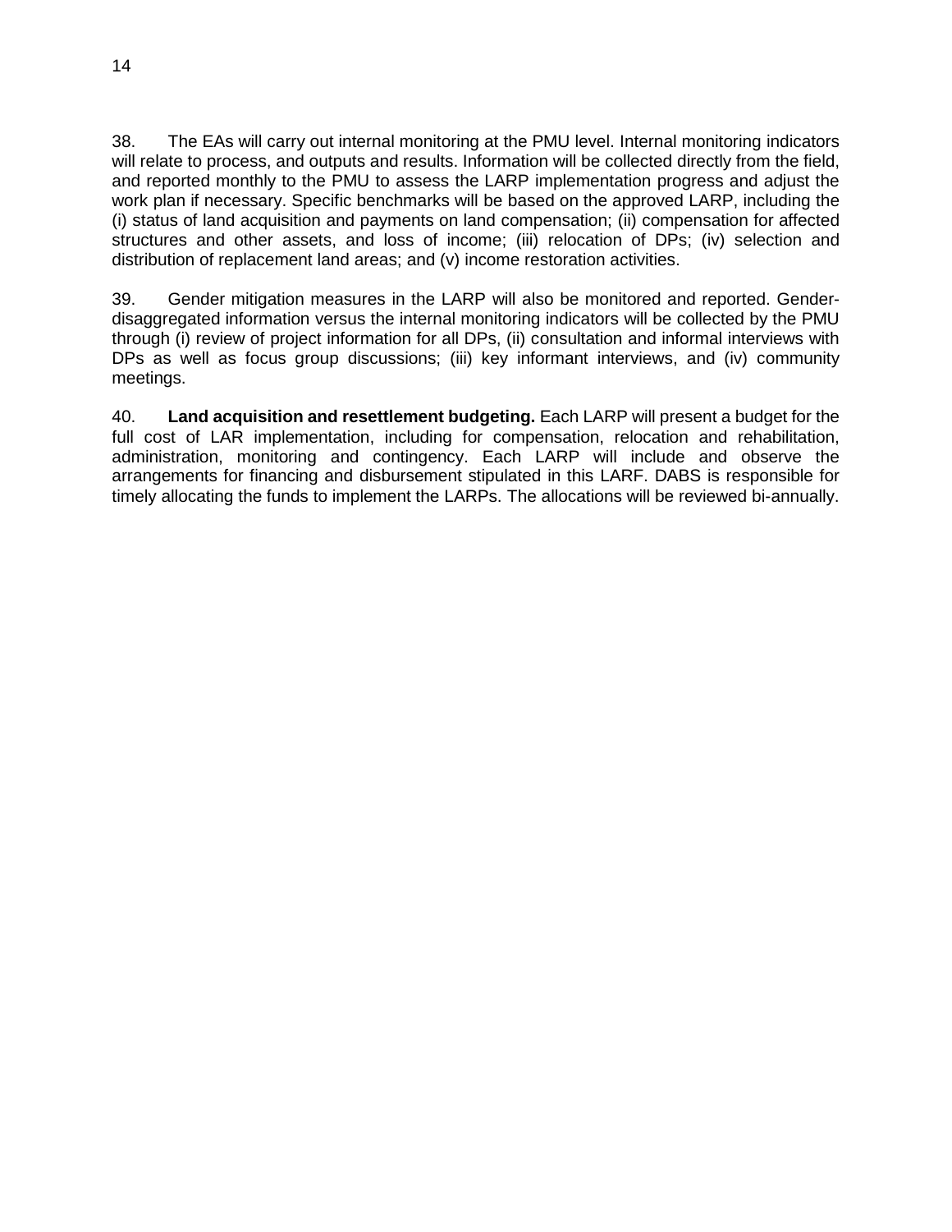38. The EAs will carry out internal monitoring at the PMU level. Internal monitoring indicators will relate to process, and outputs and results. Information will be collected directly from the field, and reported monthly to the PMU to assess the LARP implementation progress and adjust the work plan if necessary. Specific benchmarks will be based on the approved LARP, including the (i) status of land acquisition and payments on land compensation; (ii) compensation for affected structures and other assets, and loss of income; (iii) relocation of DPs; (iv) selection and distribution of replacement land areas; and (v) income restoration activities.

39. Gender mitigation measures in the LARP will also be monitored and reported. Gender-disaggregated information versus the internal monitoring indicators will be collected by the PMU through (i) review of project information for all DPs, (ii) consultation and informal interviews with DPs as well as focus group discussions; (iii) key informant interviews, and (iv) community meetings.

40. **Land acquisition and resettlement budgeting.** Each LARP will present a budget for the full cost of LAR implementation, including for compensation, relocation and rehabilitation, administration, monitoring and contingency. Each LARP will include and observe the arrangements for financing and disbursement stipulated in this LARF. DABS is responsible for timely allocating the funds to implement the LARPs. The allocations will be reviewed bi-annually.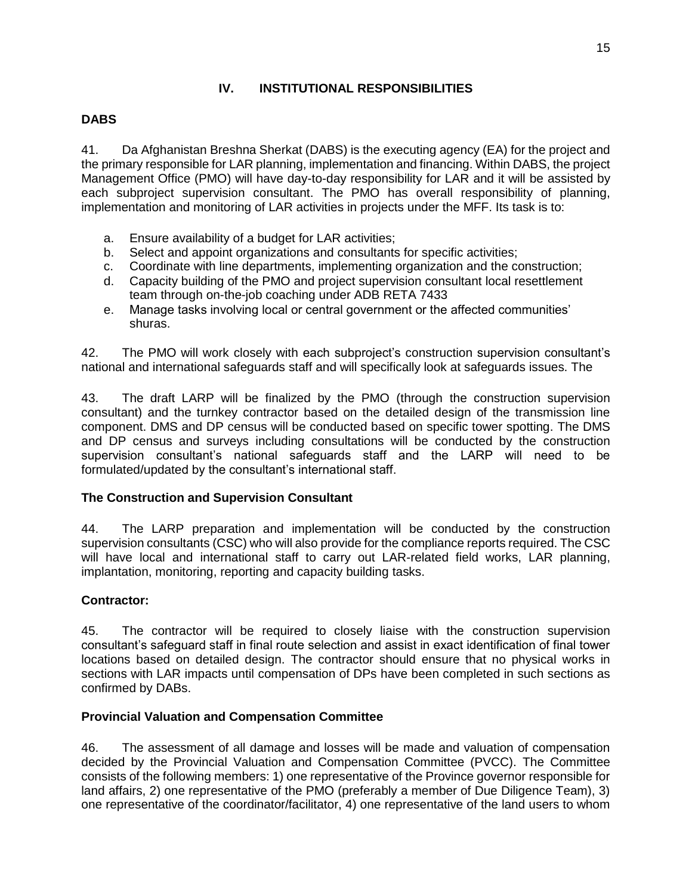# IV. INSTITUTIONAL RESPONSIBILITIES

## DABS

41. Da Afghanistan Breshna Sherkat (DABS) is the executing agency (EA) for the project and the primary responsible for LAR planning, implementation and financing. Within DABS, the project Management Office (PMO) will have day-to-day responsibility for LAR and it will be assisted by each subproject supervision consultant. The PMO has overall responsibility of planning, implementation and monitoring of LAR activities in projects under the MFF. Its task is to:

   a. Ensure availability of a budget for LAR activities;
   b. Select and appoint organizations and consultants for specific activities;
   c. Coordinate with line departments, implementing organization and the construction;
   d. Capacity building of the PMO and project supervision consultant local resettlement team through on-the-job coaching under ADB RETA 7433
   e. Manage tasks involving local or central government or the affected communities' shuras.

42. The PMO will work closely with each subproject's construction supervision consultant's national and international safeguards staff and will specifically look at safeguards issues. The

43. The draft LARP will be finalized by the PMO (through the construction supervision consultant) and the turnkey contractor based on the detailed design of the transmission line component. DMS and DP census will be conducted based on specific tower spotting. The DMS and DP census and surveys including consultations will be conducted by the construction supervision consultant's national safeguards staff and the LARP will need to be formulated/updated by the consultant's international staff.

## The Construction and Supervision Consultant

44. The LARP preparation and implementation will be conducted by the construction supervision consultants (CSC) who will also provide for the compliance reports required. The CSC will have local and international staff to carry out LAR-related field works, LAR planning, implantation, monitoring, reporting and capacity building tasks.

## Contractor:

45. The contractor will be required to closely liaise with the construction supervision consultant's safeguard staff in final route selection and assist in exact identification of final tower locations based on detailed design. The contractor should ensure that no physical works in sections with LAR impacts until compensation of DPs have been completed in such sections as confirmed by DABs.

## Provincial Valuation and Compensation Committee

46. The assessment of all damage and losses will be made and valuation of compensation decided by the Provincial Valuation and Compensation Committee (PVCC). The Committee consists of the following members: 1) one representative of the Province governor responsible for land affairs, 2) one representative of the PMO (preferably a member of Due Diligence Team), 3) one representative of the coordinator/facilitator, 4) one representative of the land users to whom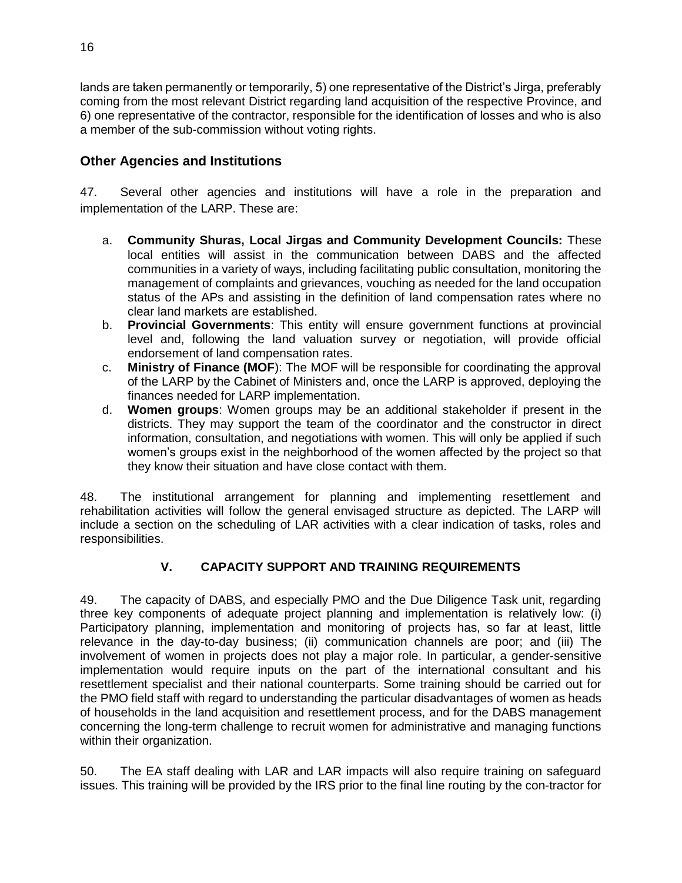lands are taken permanently or temporarily, 5) one representative of the District's Jirga, preferably coming from the most relevant District regarding land acquisition of the respective Province, and 6) one representative of the contractor, responsible for the identification of losses and who is also a member of the sub-commission without voting rights.

## Other Agencies and Institutions

47. Several other agencies and institutions will have a role in the preparation and implementation of the LARP. These are:

a. **Community Shuras, Local Jirgas and Community Development Councils:** These local entities will assist in the communication between DABS and the affected communities in a variety of ways, including facilitating public consultation, monitoring the management of complaints and grievances, vouching as needed for the land occupation status of the APs and assisting in the definition of land compensation rates where no clear land markets are established.
b. **Provincial Governments**: This entity will ensure government functions at provincial level and, following the land valuation survey or negotiation, will provide official endorsement of land compensation rates.
c. **Ministry of Finance (MOF**): The MOF will be responsible for coordinating the approval of the LARP by the Cabinet of Ministers and, once the LARP is approved, deploying the finances needed for LARP implementation.
d. **Women groups**: Women groups may be an additional stakeholder if present in the districts. They may support the team of the coordinator and the constructor in direct information, consultation, and negotiations with women. This will only be applied if such women's groups exist in the neighborhood of the women affected by the project so that they know their situation and have close contact with them.

48. The institutional arrangement for planning and implementing resettlement and rehabilitation activities will follow the general envisaged structure as depicted. The LARP will include a section on the scheduling of LAR activities with a clear indication of tasks, roles and responsibilities.

## V. CAPACITY SUPPORT AND TRAINING REQUIREMENTS

49. The capacity of DABS, and especially PMO and the Due Diligence Task unit, regarding three key components of adequate project planning and implementation is relatively low: (i) Participatory planning, implementation and monitoring of projects has, so far at least, little relevance in the day-to-day business; (ii) communication channels are poor; and (iii) The involvement of women in projects does not play a major role. In particular, a gender-sensitive implementation would require inputs on the part of the international consultant and his resettlement specialist and their national counterparts. Some training should be carried out for the PMO field staff with regard to understanding the particular disadvantages of women as heads of households in the land acquisition and resettlement process, and for the DABS management concerning the long-term challenge to recruit women for administrative and managing functions within their organization.

50. The EA staff dealing with LAR and LAR impacts will also require training on safeguard issues. This training will be provided by the IRS prior to the final line routing by the con-tractor for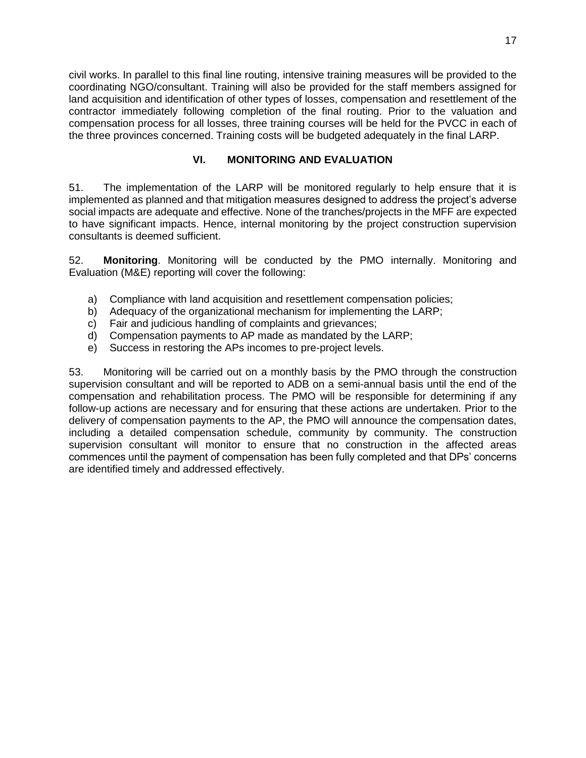civil works. In parallel to this final line routing, intensive training measures will be provided to the coordinating NGO/consultant. Training will also be provided for the staff members assigned for land acquisition and identification of other types of losses, compensation and resettlement of the contractor immediately following completion of the final routing. Prior to the valuation and compensation process for all losses, three training courses will be held for the PVCC in each of the three provinces concerned. Training costs will be budgeted adequately in the final LARP.

## VI. MONITORING AND EVALUATION

51. The implementation of the LARP will be monitored regularly to help ensure that it is implemented as planned and that mitigation measures designed to address the project's adverse social impacts are adequate and effective. None of the tranches/projects in the MFF are expected to have significant impacts. Hence, internal monitoring by the project construction supervision consultants is deemed sufficient.

52. **Monitoring**. Monitoring will be conducted by the PMO internally. Monitoring and Evaluation (M&E) reporting will cover the following:

a) Compliance with land acquisition and resettlement compensation policies;
b) Adequacy of the organizational mechanism for implementing the LARP;
c) Fair and judicious handling of complaints and grievances;
d) Compensation payments to AP made as mandated by the LARP;
e) Success in restoring the APs incomes to pre-project levels.

53. Monitoring will be carried out on a monthly basis by the PMO through the construction supervision consultant and will be reported to ADB on a semi-annual basis until the end of the compensation and rehabilitation process. The PMO will be responsible for determining if any follow-up actions are necessary and for ensuring that these actions are undertaken. Prior to the delivery of compensation payments to the AP, the PMO will announce the compensation dates, including a detailed compensation schedule, community by community. The construction supervision consultant will monitor to ensure that no construction in the affected areas commences until the payment of compensation has been fully completed and that DPs' concerns are identified timely and addressed effectively.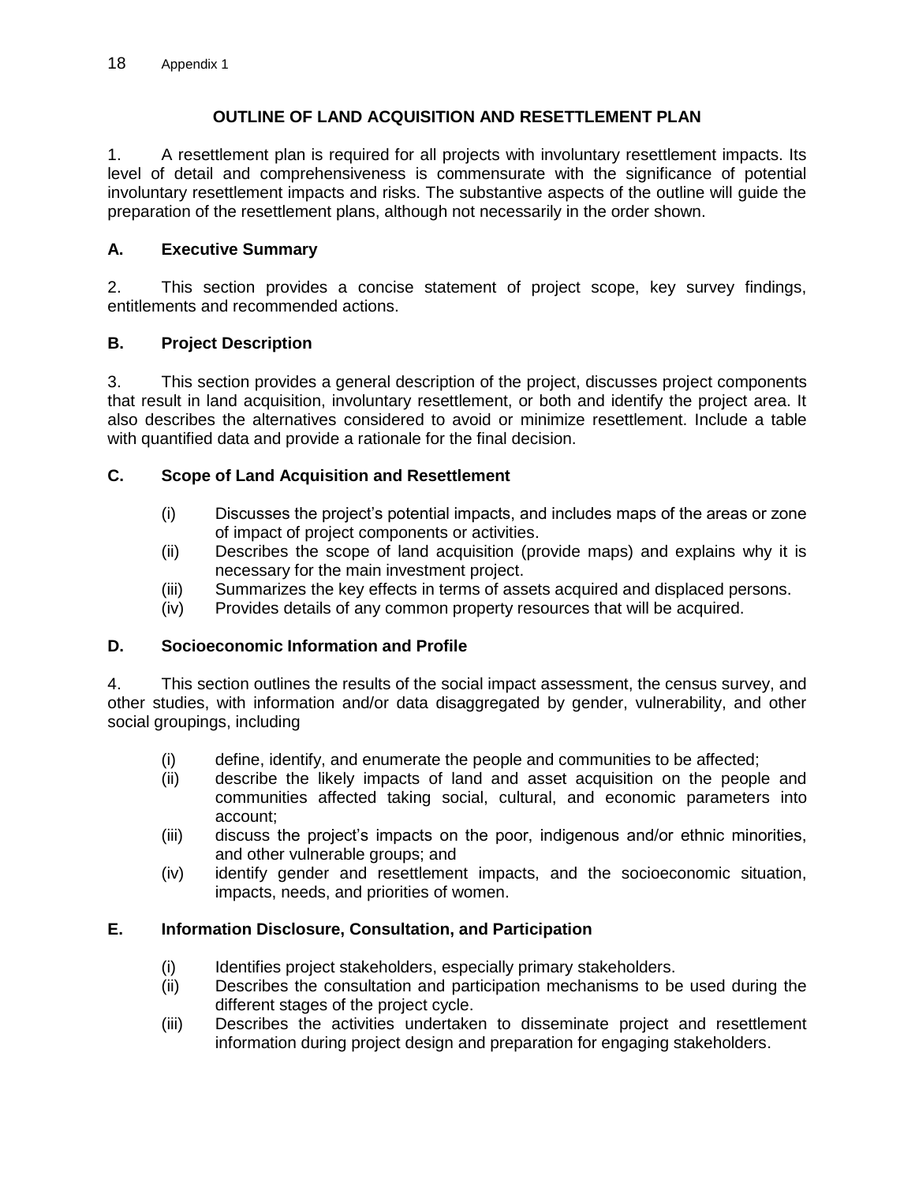# OUTLINE OF LAND ACQUISITION AND RESETTLEMENT PLAN

1. A resettlement plan is required for all projects with involuntary resettlement impacts. Its level of detail and comprehensiveness is commensurate with the significance of potential involuntary resettlement impacts and risks. The substantive aspects of the outline will guide the preparation of the resettlement plans, although not necessarily in the order shown.

## A. Executive Summary

2. This section provides a concise statement of project scope, key survey findings, entitlements and recommended actions.

## B. Project Description

3. This section provides a general description of the project, discusses project components that result in land acquisition, involuntary resettlement, or both and identify the project area. It also describes the alternatives considered to avoid or minimize resettlement. Include a table with quantified data and provide a rationale for the final decision.

## C. Scope of Land Acquisition and Resettlement

- (i) Discusses the project's potential impacts, and includes maps of the areas or zone of impact of project components or activities.
- (ii) Describes the scope of land acquisition (provide maps) and explains why it is necessary for the main investment project.
- (iii) Summarizes the key effects in terms of assets acquired and displaced persons.
- (iv) Provides details of any common property resources that will be acquired.

## D. Socioeconomic Information and Profile

4. This section outlines the results of the social impact assessment, the census survey, and other studies, with information and/or data disaggregated by gender, vulnerability, and other social groupings, including

- (i) define, identify, and enumerate the people and communities to be affected;
- (ii) describe the likely impacts of land and asset acquisition on the people and communities affected taking social, cultural, and economic parameters into account;
- (iii) discuss the project's impacts on the poor, indigenous and/or ethnic minorities, and other vulnerable groups; and
- (iv) identify gender and resettlement impacts, and the socioeconomic situation, impacts, needs, and priorities of women.

## E. Information Disclosure, Consultation, and Participation

- (i) Identifies project stakeholders, especially primary stakeholders.
- (ii) Describes the consultation and participation mechanisms to be used during the different stages of the project cycle.
- (iii) Describes the activities undertaken to disseminate project and resettlement information during project design and preparation for engaging stakeholders.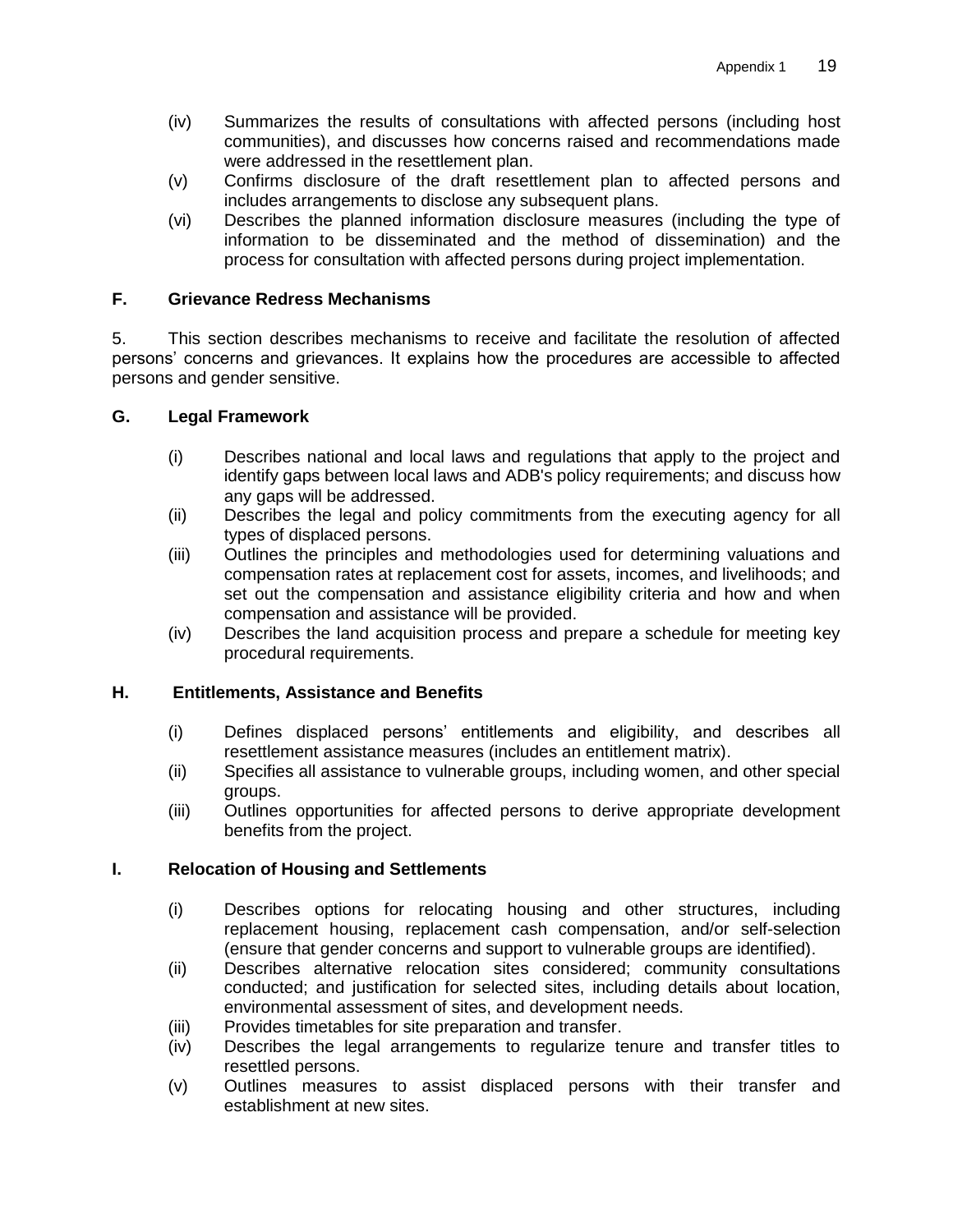(iv) Summarizes the results of consultations with affected persons (including host communities), and discusses how concerns raised and recommendations made were addressed in the resettlement plan.

(v) Confirms disclosure of the draft resettlement plan to affected persons and includes arrangements to disclose any subsequent plans.

(vi) Describes the planned information disclosure measures (including the type of information to be disseminated and the method of dissemination) and the process for consultation with affected persons during project implementation.

### F. Grievance Redress Mechanisms

5. This section describes mechanisms to receive and facilitate the resolution of affected persons' concerns and grievances. It explains how the procedures are accessible to affected persons and gender sensitive.

### G. Legal Framework

(i) Describes national and local laws and regulations that apply to the project and identify gaps between local laws and ADB's policy requirements; and discuss how any gaps will be addressed.

(ii) Describes the legal and policy commitments from the executing agency for all types of displaced persons.

(iii) Outlines the principles and methodologies used for determining valuations and compensation rates at replacement cost for assets, incomes, and livelihoods; and set out the compensation and assistance eligibility criteria and how and when compensation and assistance will be provided.

(iv) Describes the land acquisition process and prepare a schedule for meeting key procedural requirements.

### H. Entitlements, Assistance and Benefits

(i) Defines displaced persons' entitlements and eligibility, and describes all resettlement assistance measures (includes an entitlement matrix).

(ii) Specifies all assistance to vulnerable groups, including women, and other special groups.

(iii) Outlines opportunities for affected persons to derive appropriate development benefits from the project.

### I. Relocation of Housing and Settlements

(i) Describes options for relocating housing and other structures, including replacement housing, replacement cash compensation, and/or self-selection (ensure that gender concerns and support to vulnerable groups are identified).

(ii) Describes alternative relocation sites considered; community consultations conducted; and justification for selected sites, including details about location, environmental assessment of sites, and development needs.

(iii) Provides timetables for site preparation and transfer.

(iv) Describes the legal arrangements to regularize tenure and transfer titles to resettled persons.

(v) Outlines measures to assist displaced persons with their transfer and establishment at new sites.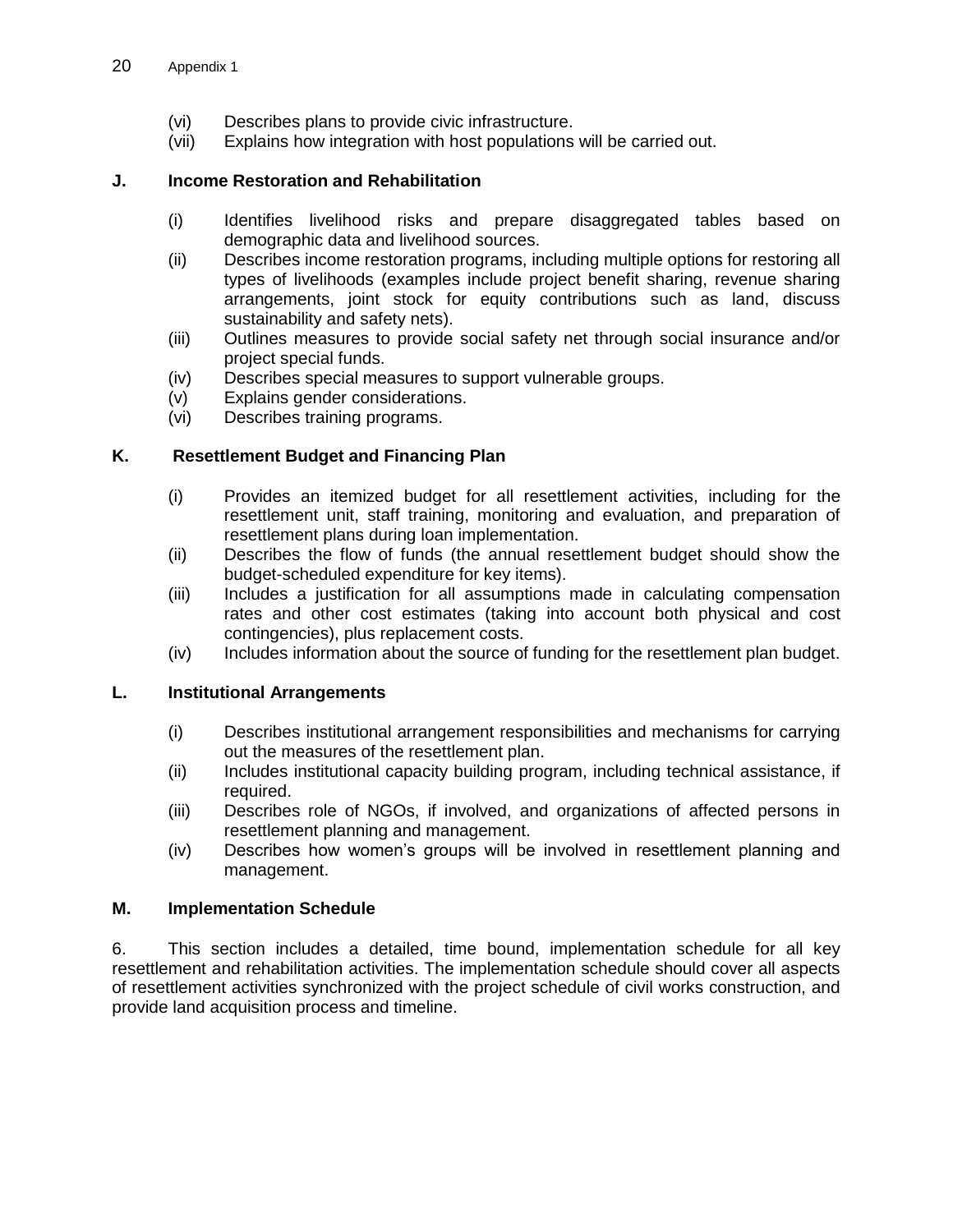(vi) Describes plans to provide civic infrastructure.
(vii) Explains how integration with host populations will be carried out.

### J. Income Restoration and Rehabilitation

(i) Identifies livelihood risks and prepare disaggregated tables based on demographic data and livelihood sources.
(ii) Describes income restoration programs, including multiple options for restoring all types of livelihoods (examples include project benefit sharing, revenue sharing arrangements, joint stock for equity contributions such as land, discuss sustainability and safety nets).
(iii) Outlines measures to provide social safety net through social insurance and/or project special funds.
(iv) Describes special measures to support vulnerable groups.
(v) Explains gender considerations.
(vi) Describes training programs.

### K. Resettlement Budget and Financing Plan

(i) Provides an itemized budget for all resettlement activities, including for the resettlement unit, staff training, monitoring and evaluation, and preparation of resettlement plans during loan implementation.
(ii) Describes the flow of funds (the annual resettlement budget should show the budget-scheduled expenditure for key items).
(iii) Includes a justification for all assumptions made in calculating compensation rates and other cost estimates (taking into account both physical and cost contingencies), plus replacement costs.
(iv) Includes information about the source of funding for the resettlement plan budget.

### L. Institutional Arrangements

(i) Describes institutional arrangement responsibilities and mechanisms for carrying out the measures of the resettlement plan.
(ii) Includes institutional capacity building program, including technical assistance, if required.
(iii) Describes role of NGOs, if involved, and organizations of affected persons in resettlement planning and management.
(iv) Describes how women's groups will be involved in resettlement planning and management.

### M. Implementation Schedule

6. This section includes a detailed, time bound, implementation schedule for all key resettlement and rehabilitation activities. The implementation schedule should cover all aspects of resettlement activities synchronized with the project schedule of civil works construction, and provide land acquisition process and timeline.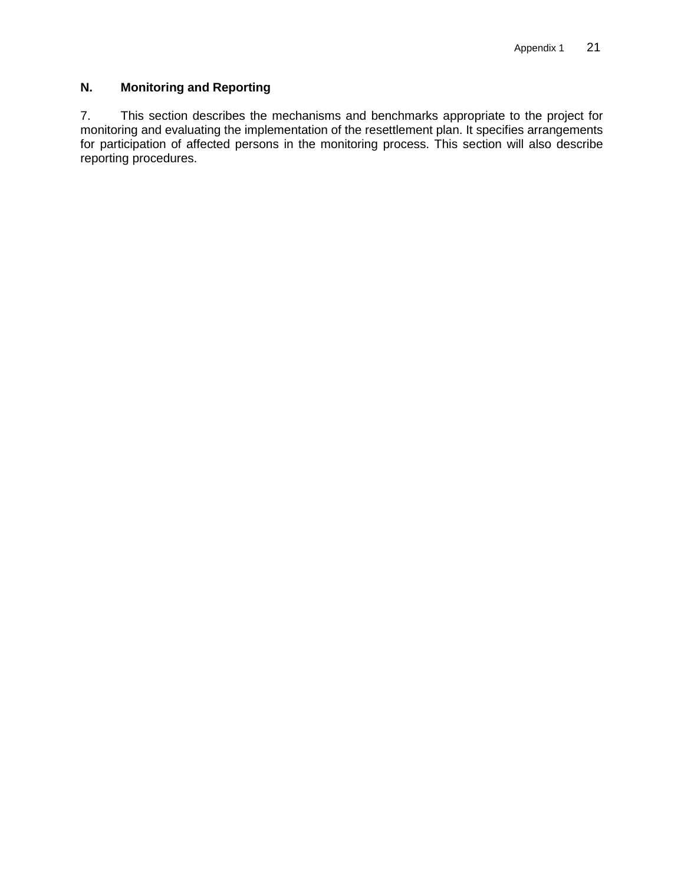## N. Monitoring and Reporting

7. This section describes the mechanisms and benchmarks appropriate to the project for monitoring and evaluating the implementation of the resettlement plan. It specifies arrangements for participation of affected persons in the monitoring process. This section will also describe reporting procedures.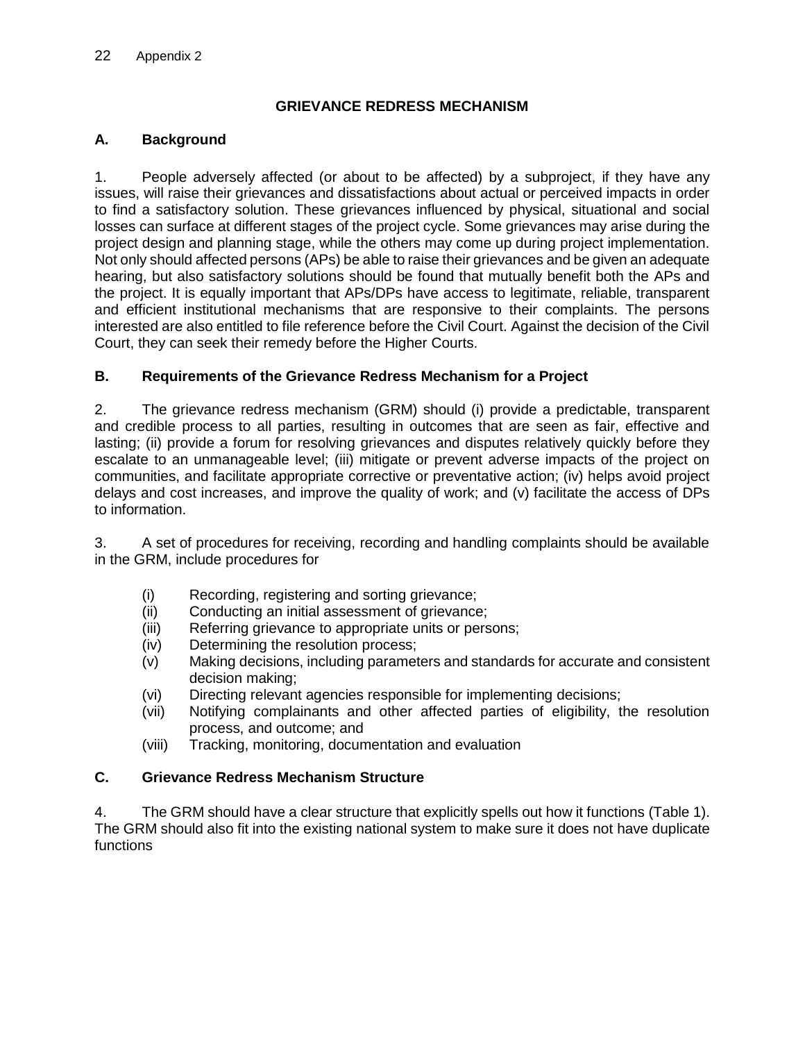## GRIEVANCE REDRESS MECHANISM

### A. Background

1. People adversely affected (or about to be affected) by a subproject, if they have any issues, will raise their grievances and dissatisfactions about actual or perceived impacts in order to find a satisfactory solution. These grievances influenced by physical, situational and social losses can surface at different stages of the project cycle. Some grievances may arise during the project design and planning stage, while the others may come up during project implementation. Not only should affected persons (APs) be able to raise their grievances and be given an adequate hearing, but also satisfactory solutions should be found that mutually benefit both the APs and the project. It is equally important that APs/DPs have access to legitimate, reliable, transparent and efficient institutional mechanisms that are responsive to their complaints. The persons interested are also entitled to file reference before the Civil Court. Against the decision of the Civil Court, they can seek their remedy before the Higher Courts.

### B. Requirements of the Grievance Redress Mechanism for a Project

2. The grievance redress mechanism (GRM) should (i) provide a predictable, transparent and credible process to all parties, resulting in outcomes that are seen as fair, effective and lasting; (ii) provide a forum for resolving grievances and disputes relatively quickly before they escalate to an unmanageable level; (iii) mitigate or prevent adverse impacts of the project on communities, and facilitate appropriate corrective or preventative action; (iv) helps avoid project delays and cost increases, and improve the quality of work; and (v) facilitate the access of DPs to information.

3. A set of procedures for receiving, recording and handling complaints should be available in the GRM, include procedures for

- (i) Recording, registering and sorting grievance;
- (ii) Conducting an initial assessment of grievance;
- (iii) Referring grievance to appropriate units or persons;
- (iv) Determining the resolution process;
- (v) Making decisions, including parameters and standards for accurate and consistent decision making;
- (vi) Directing relevant agencies responsible for implementing decisions;
- (vii) Notifying complainants and other affected parties of eligibility, the resolution process, and outcome; and
- (viii) Tracking, monitoring, documentation and evaluation

### C. Grievance Redress Mechanism Structure

4. The GRM should have a clear structure that explicitly spells out how it functions (Table 1). The GRM should also fit into the existing national system to make sure it does not have duplicate functions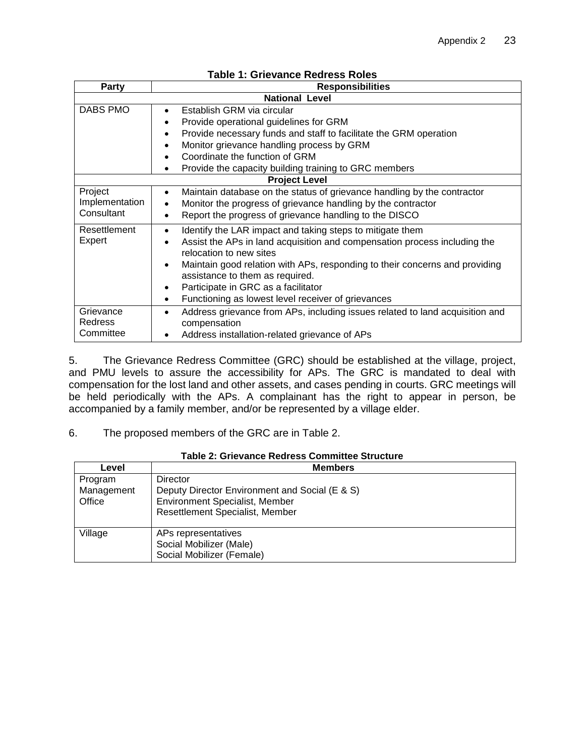**Table 1: Grievance Redress Roles**

| Party | Responsibilities |
|---|---|
| **National Level** | |
| DABS PMO | • Establish GRM via circular<br>• Provide operational guidelines for GRM<br>• Provide necessary funds and staff to facilitate the GRM operation<br>• Monitor grievance handling process by GRM<br>• Coordinate the function of GRM<br>• Provide the capacity building training to GRC members |
| **Project Level** | |
| Project Implementation Consultant | • Maintain database on the status of grievance handling by the contractor<br>• Monitor the progress of grievance handling by the contractor<br>• Report the progress of grievance handling to the DISCO |
| Resettlement Expert | • Identify the LAR impact and taking steps to mitigate them<br>• Assist the APs in land acquisition and compensation process including the relocation to new sites<br>• Maintain good relation with APs, responding to their concerns and providing assistance to them as required.<br>• Participate in GRC as a facilitator<br>• Functioning as lowest level receiver of grievances |
| Grievance Redress Committee | • Address grievance from APs, including issues related to land acquisition and compensation<br>• Address installation-related grievance of APs |

5. The Grievance Redress Committee (GRC) should be established at the village, project, and PMU levels to assure the accessibility for APs. The GRC is mandated to deal with compensation for the lost land and other assets, and cases pending in courts. GRC meetings will be held periodically with the APs. A complainant has the right to appear in person, be accompanied by a family member, and/or be represented by a village elder.

6. The proposed members of the GRC are in Table 2.

**Table 2: Grievance Redress Committee Structure**

| Level | Members |
|---|---|
| Program Management Office | Director<br>Deputy Director Environment and Social (E & S)<br>Environment Specialist, Member<br>Resettlement Specialist, Member |
| Village | APs representatives<br>Social Mobilizer (Male)<br>Social Mobilizer (Female) |